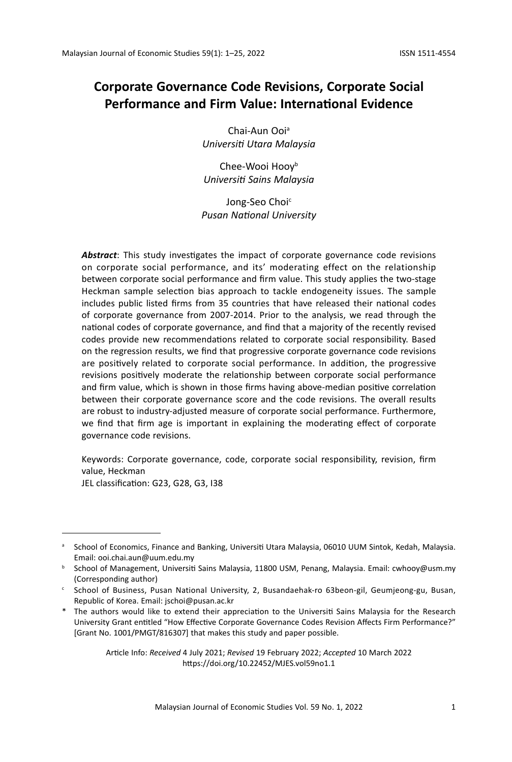# Corporate Governance Code Revisions, Corporate Social Performance and Firm Value: International Evidence

Chai-Aun Ooi[a]
*Universiti Utara Malaysia*

Chee-Wooi Hooy[b]
*Universiti Sains Malaysia*

Jong-Seo Choi[c]
*Pusan National University*

***Abstract***: This study investigates the impact of corporate governance code revisions on corporate social performance, and its' moderating effect on the relationship between corporate social performance and firm value. This study applies the two-stage Heckman sample selection bias approach to tackle endogeneity issues. The sample includes public listed firms from 35 countries that have released their national codes of corporate governance from 2007-2014. Prior to the analysis, we read through the national codes of corporate governance, and find that a majority of the recently revised codes provide new recommendations related to corporate social responsibility. Based on the regression results, we find that progressive corporate governance code revisions are positively related to corporate social performance. In addition, the progressive revisions positively moderate the relationship between corporate social performance and firm value, which is shown in those firms having above-median positive correlation between their corporate governance score and the code revisions. The overall results are robust to industry-adjusted measure of corporate social performance. Furthermore, we find that firm age is important in explaining the moderating effect of corporate governance code revisions.

Keywords: Corporate governance, code, corporate social responsibility, revision, firm value, Heckman
JEL classification: G23, G28, G3, I38

---

[a] School of Economics, Finance and Banking, Universiti Utara Malaysia, 06010 UUM Sintok, Kedah, Malaysia. Email: ooi.chai.aun@uum.edu.my

[b] School of Management, Universiti Sains Malaysia, 11800 USM, Penang, Malaysia. Email: cwhooy@usm.my (Corresponding author)

[c] School of Business, Pusan National University, 2, Busandaehak-ro 63beon-gil, Geumjeong-gu, Busan, Republic of Korea. Email: jschoi@pusan.ac.kr

\* The authors would like to extend their appreciation to the Universiti Sains Malaysia for the Research University Grant entitled "How Effective Corporate Governance Codes Revision Affects Firm Performance?" [Grant No. 1001/PMGT/816307] that makes this study and paper possible.

Article Info: *Received* 4 July 2021; *Revised* 19 February 2022; *Accepted* 10 March 2022
https://doi.org/10.22452/MJES.vol59no1.1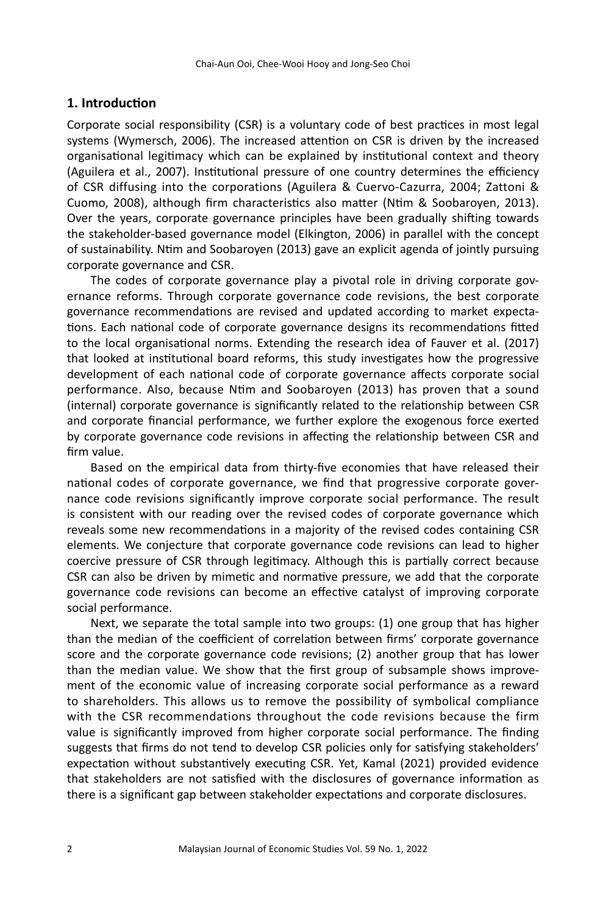## 1. Introduction

Corporate social responsibility (CSR) is a voluntary code of best practices in most legal systems (Wymersch, 2006). The increased attention on CSR is driven by the increased organisational legitimacy which can be explained by institutional context and theory (Aguilera et al., 2007). Institutional pressure of one country determines the efficiency of CSR diffusing into the corporations (Aguilera & Cuervo-Cazurra, 2004; Zattoni & Cuomo, 2008), although firm characteristics also matter (Ntim & Soobaroyen, 2013). Over the years, corporate governance principles have been gradually shifting towards the stakeholder-based governance model (Elkington, 2006) in parallel with the concept of sustainability. Ntim and Soobaroyen (2013) gave an explicit agenda of jointly pursuing corporate governance and CSR.

The codes of corporate governance play a pivotal role in driving corporate governance reforms. Through corporate governance code revisions, the best corporate governance recommendations are revised and updated according to market expectations. Each national code of corporate governance designs its recommendations fitted to the local organisational norms. Extending the research idea of Fauver et al. (2017) that looked at institutional board reforms, this study investigates how the progressive development of each national code of corporate governance affects corporate social performance. Also, because Ntim and Soobaroyen (2013) has proven that a sound (internal) corporate governance is significantly related to the relationship between CSR and corporate financial performance, we further explore the exogenous force exerted by corporate governance code revisions in affecting the relationship between CSR and firm value.

Based on the empirical data from thirty-five economies that have released their national codes of corporate governance, we find that progressive corporate governance code revisions significantly improve corporate social performance. The result is consistent with our reading over the revised codes of corporate governance which reveals some new recommendations in a majority of the revised codes containing CSR elements. We conjecture that corporate governance code revisions can lead to higher coercive pressure of CSR through legitimacy. Although this is partially correct because CSR can also be driven by mimetic and normative pressure, we add that the corporate governance code revisions can become an effective catalyst of improving corporate social performance.

Next, we separate the total sample into two groups: (1) one group that has higher than the median of the coefficient of correlation between firms' corporate governance score and the corporate governance code revisions; (2) another group that has lower than the median value. We show that the first group of subsample shows improvement of the economic value of increasing corporate social performance as a reward to shareholders. This allows us to remove the possibility of symbolical compliance with the CSR recommendations throughout the code revisions because the firm value is significantly improved from higher corporate social performance. The finding suggests that firms do not tend to develop CSR policies only for satisfying stakeholders' expectation without substantively executing CSR. Yet, Kamal (2021) provided evidence that stakeholders are not satisfied with the disclosures of governance information as there is a significant gap between stakeholder expectations and corporate disclosures.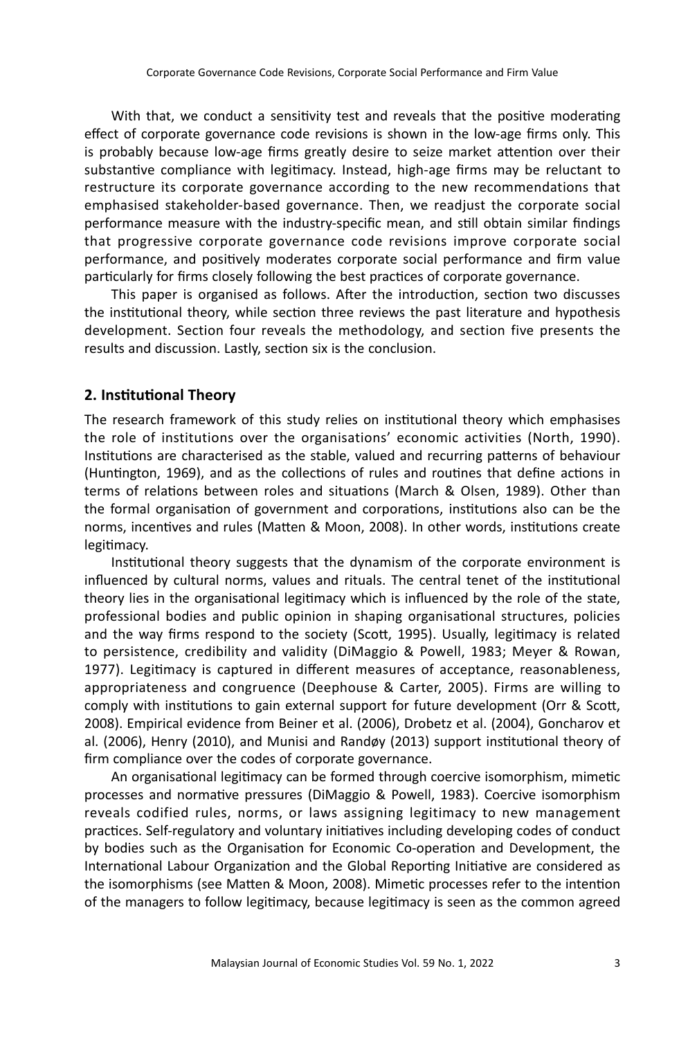With that, we conduct a sensitivity test and reveals that the positive moderating effect of corporate governance code revisions is shown in the low-age firms only. This is probably because low-age firms greatly desire to seize market attention over their substantive compliance with legitimacy. Instead, high-age firms may be reluctant to restructure its corporate governance according to the new recommendations that emphasised stakeholder-based governance. Then, we readjust the corporate social performance measure with the industry-specific mean, and still obtain similar findings that progressive corporate governance code revisions improve corporate social performance, and positively moderates corporate social performance and firm value particularly for firms closely following the best practices of corporate governance.

This paper is organised as follows. After the introduction, section two discusses the institutional theory, while section three reviews the past literature and hypothesis development. Section four reveals the methodology, and section five presents the results and discussion. Lastly, section six is the conclusion.

## 2. Institutional Theory

The research framework of this study relies on institutional theory which emphasises the role of institutions over the organisations' economic activities (North, 1990). Institutions are characterised as the stable, valued and recurring patterns of behaviour (Huntington, 1969), and as the collections of rules and routines that define actions in terms of relations between roles and situations (March & Olsen, 1989). Other than the formal organisation of government and corporations, institutions also can be the norms, incentives and rules (Matten & Moon, 2008). In other words, institutions create legitimacy.

Institutional theory suggests that the dynamism of the corporate environment is influenced by cultural norms, values and rituals. The central tenet of the institutional theory lies in the organisational legitimacy which is influenced by the role of the state, professional bodies and public opinion in shaping organisational structures, policies and the way firms respond to the society (Scott, 1995). Usually, legitimacy is related to persistence, credibility and validity (DiMaggio & Powell, 1983; Meyer & Rowan, 1977). Legitimacy is captured in different measures of acceptance, reasonableness, appropriateness and congruence (Deephouse & Carter, 2005). Firms are willing to comply with institutions to gain external support for future development (Orr & Scott, 2008). Empirical evidence from Beiner et al. (2006), Drobetz et al. (2004), Goncharov et al. (2006), Henry (2010), and Munisi and Randøy (2013) support institutional theory of firm compliance over the codes of corporate governance.

An organisational legitimacy can be formed through coercive isomorphism, mimetic processes and normative pressures (DiMaggio & Powell, 1983). Coercive isomorphism reveals codified rules, norms, or laws assigning legitimacy to new management practices. Self-regulatory and voluntary initiatives including developing codes of conduct by bodies such as the Organisation for Economic Co-operation and Development, the International Labour Organization and the Global Reporting Initiative are considered as the isomorphisms (see Matten & Moon, 2008). Mimetic processes refer to the intention of the managers to follow legitimacy, because legitimacy is seen as the common agreed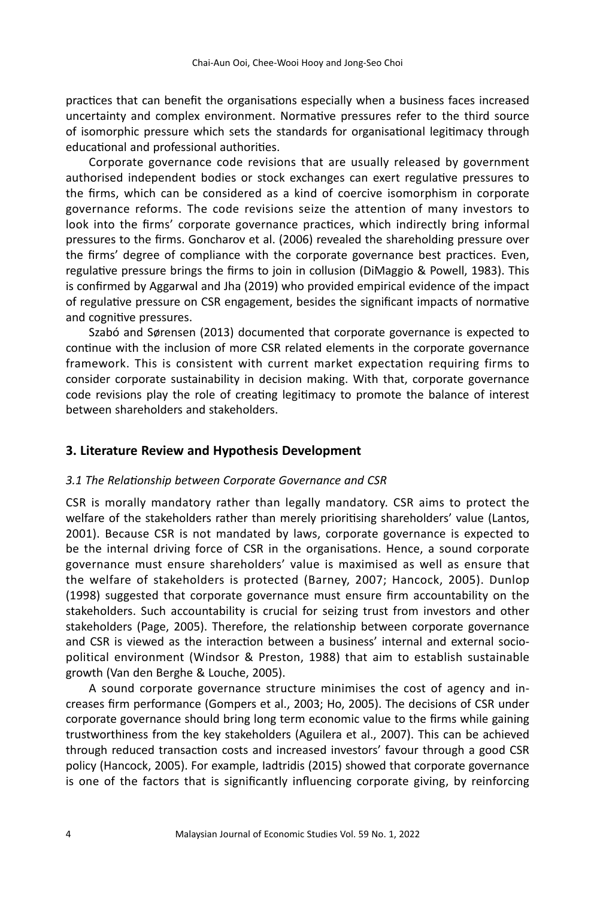practices that can benefit the organisations especially when a business faces increased uncertainty and complex environment. Normative pressures refer to the third source of isomorphic pressure which sets the standards for organisational legitimacy through educational and professional authorities.

Corporate governance code revisions that are usually released by government authorised independent bodies or stock exchanges can exert regulative pressures to the firms, which can be considered as a kind of coercive isomorphism in corporate governance reforms. The code revisions seize the attention of many investors to look into the firms' corporate governance practices, which indirectly bring informal pressures to the firms. Goncharov et al. (2006) revealed the shareholding pressure over the firms' degree of compliance with the corporate governance best practices. Even, regulative pressure brings the firms to join in collusion (DiMaggio & Powell, 1983). This is confirmed by Aggarwal and Jha (2019) who provided empirical evidence of the impact of regulative pressure on CSR engagement, besides the significant impacts of normative and cognitive pressures.

Szabó and Sørensen (2013) documented that corporate governance is expected to continue with the inclusion of more CSR related elements in the corporate governance framework. This is consistent with current market expectation requiring firms to consider corporate sustainability in decision making. With that, corporate governance code revisions play the role of creating legitimacy to promote the balance of interest between shareholders and stakeholders.

## 3. Literature Review and Hypothesis Development

### *3.1 The Relationship between Corporate Governance and CSR*

CSR is morally mandatory rather than legally mandatory. CSR aims to protect the welfare of the stakeholders rather than merely prioritising shareholders' value (Lantos, 2001). Because CSR is not mandated by laws, corporate governance is expected to be the internal driving force of CSR in the organisations. Hence, a sound corporate governance must ensure shareholders' value is maximised as well as ensure that the welfare of stakeholders is protected (Barney, 2007; Hancock, 2005). Dunlop (1998) suggested that corporate governance must ensure firm accountability on the stakeholders. Such accountability is crucial for seizing trust from investors and other stakeholders (Page, 2005). Therefore, the relationship between corporate governance and CSR is viewed as the interaction between a business' internal and external socio-political environment (Windsor & Preston, 1988) that aim to establish sustainable growth (Van den Berghe & Louche, 2005).

A sound corporate governance structure minimises the cost of agency and increases firm performance (Gompers et al., 2003; Ho, 2005). The decisions of CSR under corporate governance should bring long term economic value to the firms while gaining trustworthiness from the key stakeholders (Aguilera et al., 2007). This can be achieved through reduced transaction costs and increased investors' favour through a good CSR policy (Hancock, 2005). For example, Iadtridis (2015) showed that corporate governance is one of the factors that is significantly influencing corporate giving, by reinforcing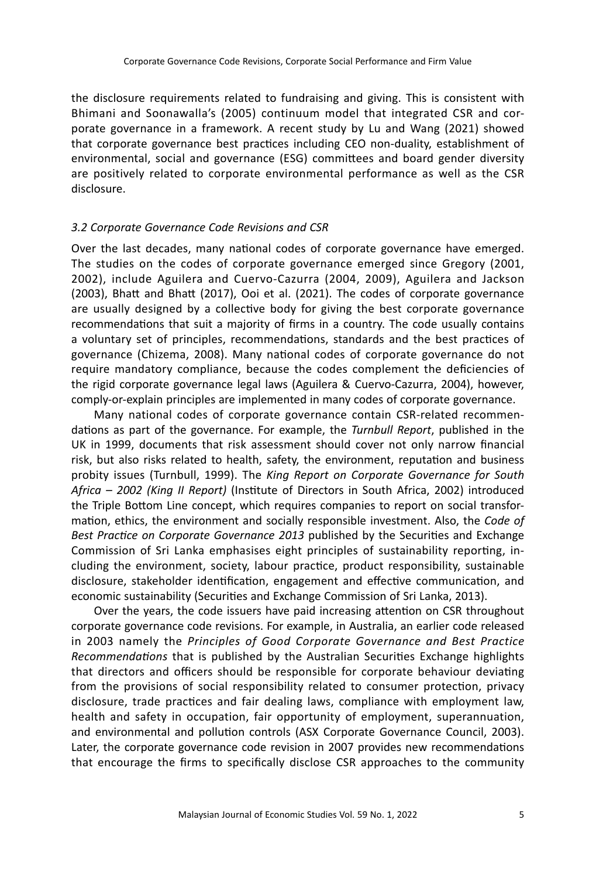the disclosure requirements related to fundraising and giving. This is consistent with Bhimani and Soonawalla's (2005) continuum model that integrated CSR and corporate governance in a framework. A recent study by Lu and Wang (2021) showed that corporate governance best practices including CEO non-duality, establishment of environmental, social and governance (ESG) committees and board gender diversity are positively related to corporate environmental performance as well as the CSR disclosure.

### *3.2 Corporate Governance Code Revisions and CSR*

Over the last decades, many national codes of corporate governance have emerged. The studies on the codes of corporate governance emerged since Gregory (2001, 2002), include Aguilera and Cuervo-Cazurra (2004, 2009), Aguilera and Jackson (2003), Bhatt and Bhatt (2017), Ooi et al. (2021). The codes of corporate governance are usually designed by a collective body for giving the best corporate governance recommendations that suit a majority of firms in a country. The code usually contains a voluntary set of principles, recommendations, standards and the best practices of governance (Chizema, 2008). Many national codes of corporate governance do not require mandatory compliance, because the codes complement the deficiencies of the rigid corporate governance legal laws (Aguilera & Cuervo-Cazurra, 2004), however, comply-or-explain principles are implemented in many codes of corporate governance.

Many national codes of corporate governance contain CSR-related recommendations as part of the governance. For example, the *Turnbull Report*, published in the UK in 1999, documents that risk assessment should cover not only narrow financial risk, but also risks related to health, safety, the environment, reputation and business probity issues (Turnbull, 1999). The *King Report on Corporate Governance for South Africa – 2002 (King II Report)* (Institute of Directors in South Africa, 2002) introduced the Triple Bottom Line concept, which requires companies to report on social transformation, ethics, the environment and socially responsible investment. Also, the *Code of Best Practice on Corporate Governance 2013* published by the Securities and Exchange Commission of Sri Lanka emphasises eight principles of sustainability reporting, including the environment, society, labour practice, product responsibility, sustainable disclosure, stakeholder identification, engagement and effective communication, and economic sustainability (Securities and Exchange Commission of Sri Lanka, 2013).

Over the years, the code issuers have paid increasing attention on CSR throughout corporate governance code revisions. For example, in Australia, an earlier code released in 2003 namely the *Principles of Good Corporate Governance and Best Practice Recommendations* that is published by the Australian Securities Exchange highlights that directors and officers should be responsible for corporate behaviour deviating from the provisions of social responsibility related to consumer protection, privacy disclosure, trade practices and fair dealing laws, compliance with employment law, health and safety in occupation, fair opportunity of employment, superannuation, and environmental and pollution controls (ASX Corporate Governance Council, 2003). Later, the corporate governance code revision in 2007 provides new recommendations that encourage the firms to specifically disclose CSR approaches to the community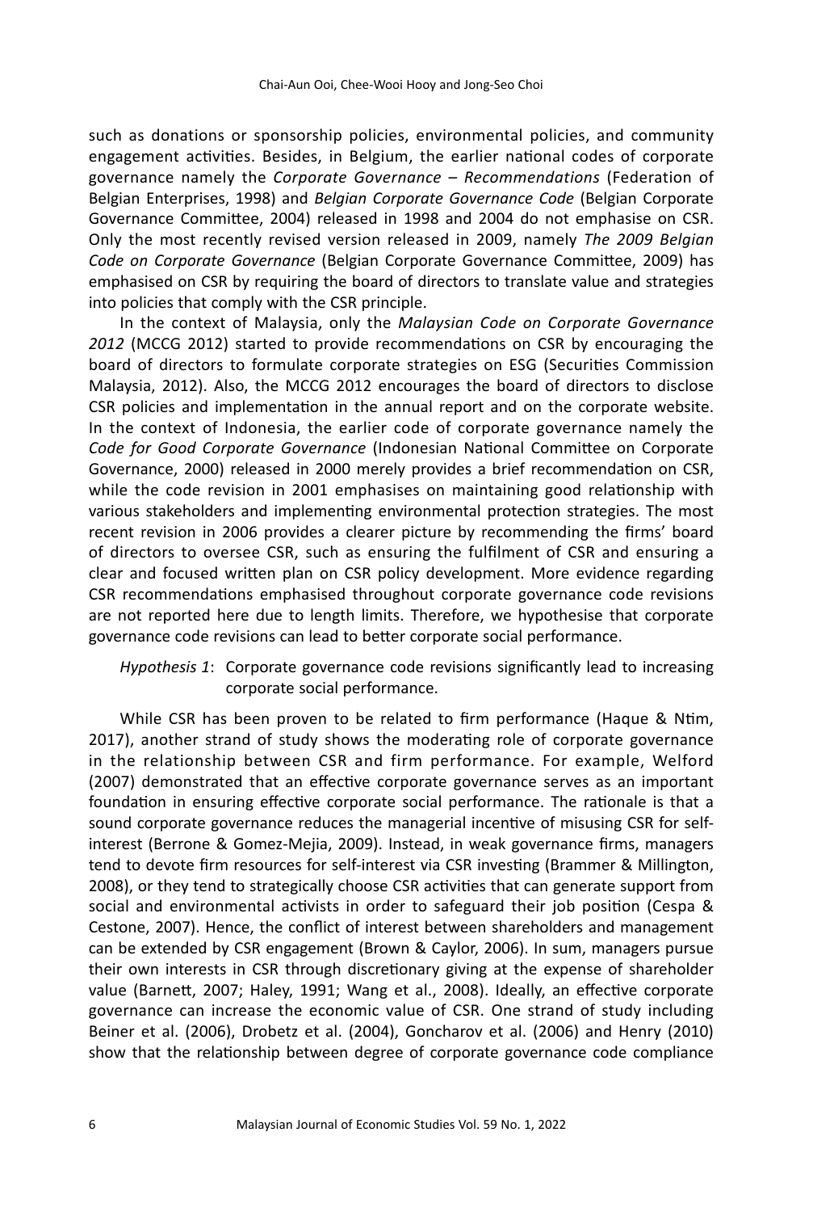such as donations or sponsorship policies, environmental policies, and community engagement activities. Besides, in Belgium, the earlier national codes of corporate governance namely the *Corporate Governance – Recommendations* (Federation of Belgian Enterprises, 1998) and *Belgian Corporate Governance Code* (Belgian Corporate Governance Committee, 2004) released in 1998 and 2004 do not emphasise on CSR. Only the most recently revised version released in 2009, namely *The 2009 Belgian Code on Corporate Governance* (Belgian Corporate Governance Committee, 2009) has emphasised on CSR by requiring the board of directors to translate value and strategies into policies that comply with the CSR principle.

In the context of Malaysia, only the *Malaysian Code on Corporate Governance 2012* (MCCG 2012) started to provide recommendations on CSR by encouraging the board of directors to formulate corporate strategies on ESG (Securities Commission Malaysia, 2012). Also, the MCCG 2012 encourages the board of directors to disclose CSR policies and implementation in the annual report and on the corporate website. In the context of Indonesia, the earlier code of corporate governance namely the *Code for Good Corporate Governance* (Indonesian National Committee on Corporate Governance, 2000) released in 2000 merely provides a brief recommendation on CSR, while the code revision in 2001 emphasises on maintaining good relationship with various stakeholders and implementing environmental protection strategies. The most recent revision in 2006 provides a clearer picture by recommending the firms' board of directors to oversee CSR, such as ensuring the fulfilment of CSR and ensuring a clear and focused written plan on CSR policy development. More evidence regarding CSR recommendations emphasised throughout corporate governance code revisions are not reported here due to length limits. Therefore, we hypothesise that corporate governance code revisions can lead to better corporate social performance.

*Hypothesis 1*: Corporate governance code revisions significantly lead to increasing corporate social performance.

While CSR has been proven to be related to firm performance (Haque & Ntim, 2017), another strand of study shows the moderating role of corporate governance in the relationship between CSR and firm performance. For example, Welford (2007) demonstrated that an effective corporate governance serves as an important foundation in ensuring effective corporate social performance. The rationale is that a sound corporate governance reduces the managerial incentive of misusing CSR for self-interest (Berrone & Gomez-Mejia, 2009). Instead, in weak governance firms, managers tend to devote firm resources for self-interest via CSR investing (Brammer & Millington, 2008), or they tend to strategically choose CSR activities that can generate support from social and environmental activists in order to safeguard their job position (Cespa & Cestone, 2007). Hence, the conflict of interest between shareholders and management can be extended by CSR engagement (Brown & Caylor, 2006). In sum, managers pursue their own interests in CSR through discretionary giving at the expense of shareholder value (Barnett, 2007; Haley, 1991; Wang et al., 2008). Ideally, an effective corporate governance can increase the economic value of CSR. One strand of study including Beiner et al. (2006), Drobetz et al. (2004), Goncharov et al. (2006) and Henry (2010) show that the relationship between degree of corporate governance code compliance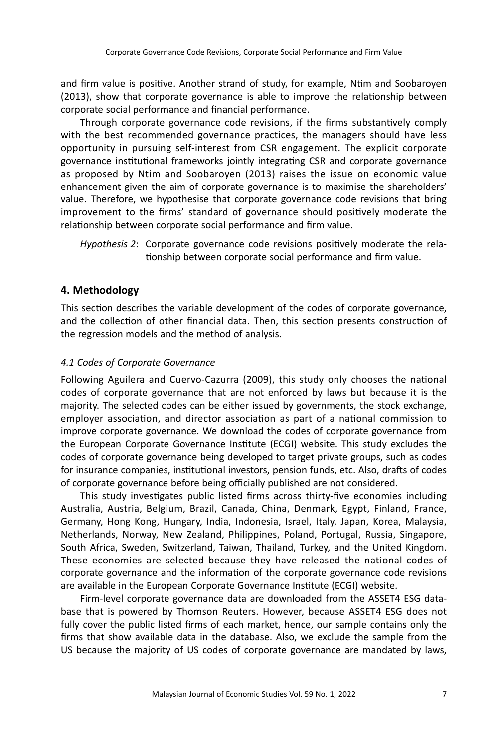and firm value is positive. Another strand of study, for example, Ntim and Soobaroyen (2013), show that corporate governance is able to improve the relationship between corporate social performance and financial performance.

Through corporate governance code revisions, if the firms substantively comply with the best recommended governance practices, the managers should have less opportunity in pursuing self-interest from CSR engagement. The explicit corporate governance institutional frameworks jointly integrating CSR and corporate governance as proposed by Ntim and Soobaroyen (2013) raises the issue on economic value enhancement given the aim of corporate governance is to maximise the shareholders' value. Therefore, we hypothesise that corporate governance code revisions that bring improvement to the firms' standard of governance should positively moderate the relationship between corporate social performance and firm value.

*Hypothesis 2*: Corporate governance code revisions positively moderate the relationship between corporate social performance and firm value.

## 4. Methodology

This section describes the variable development of the codes of corporate governance, and the collection of other financial data. Then, this section presents construction of the regression models and the method of analysis.

### *4.1 Codes of Corporate Governance*

Following Aguilera and Cuervo-Cazurra (2009), this study only chooses the national codes of corporate governance that are not enforced by laws but because it is the majority. The selected codes can be either issued by governments, the stock exchange, employer association, and director association as part of a national commission to improve corporate governance. We download the codes of corporate governance from the European Corporate Governance Institute (ECGI) website. This study excludes the codes of corporate governance being developed to target private groups, such as codes for insurance companies, institutional investors, pension funds, etc. Also, drafts of codes of corporate governance before being officially published are not considered.

This study investigates public listed firms across thirty-five economies including Australia, Austria, Belgium, Brazil, Canada, China, Denmark, Egypt, Finland, France, Germany, Hong Kong, Hungary, India, Indonesia, Israel, Italy, Japan, Korea, Malaysia, Netherlands, Norway, New Zealand, Philippines, Poland, Portugal, Russia, Singapore, South Africa, Sweden, Switzerland, Taiwan, Thailand, Turkey, and the United Kingdom. These economies are selected because they have released the national codes of corporate governance and the information of the corporate governance code revisions are available in the European Corporate Governance Institute (ECGI) website.

Firm-level corporate governance data are downloaded from the ASSET4 ESG database that is powered by Thomson Reuters. However, because ASSET4 ESG does not fully cover the public listed firms of each market, hence, our sample contains only the firms that show available data in the database. Also, we exclude the sample from the US because the majority of US codes of corporate governance are mandated by laws,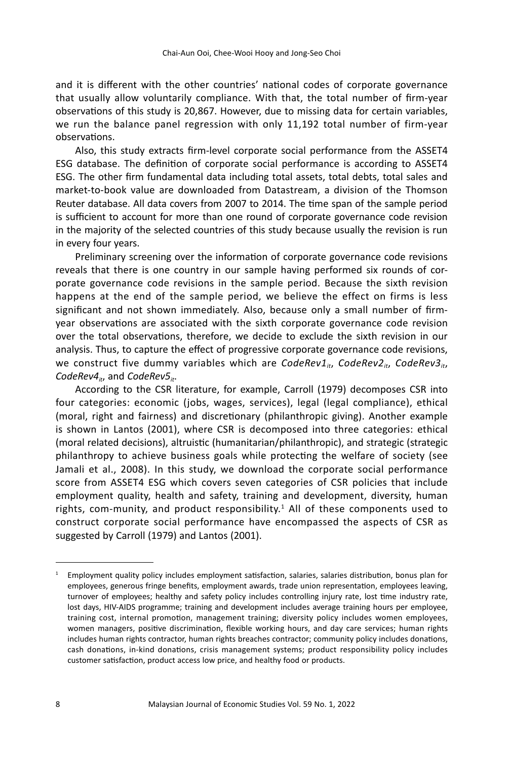and it is different with the other countries' national codes of corporate governance that usually allow voluntarily compliance. With that, the total number of firm-year observations of this study is 20,867. However, due to missing data for certain variables, we run the balance panel regression with only 11,192 total number of firm-year observations.

Also, this study extracts firm-level corporate social performance from the ASSET4 ESG database. The definition of corporate social performance is according to ASSET4 ESG. The other firm fundamental data including total assets, total debts, total sales and market-to-book value are downloaded from Datastream, a division of the Thomson Reuter database. All data covers from 2007 to 2014. The time span of the sample period is sufficient to account for more than one round of corporate governance code revision in the majority of the selected countries of this study because usually the revision is run in every four years.

Preliminary screening over the information of corporate governance code revisions reveals that there is one country in our sample having performed six rounds of corporate governance code revisions in the sample period. Because the sixth revision happens at the end of the sample period, we believe the effect on firms is less significant and not shown immediately. Also, because only a small number of firm-year observations are associated with the sixth corporate governance code revision over the total observations, therefore, we decide to exclude the sixth revision in our analysis. Thus, to capture the effect of progressive corporate governance code revisions, we construct five dummy variables which are $CodeRev1_{it}$, $CodeRev2_{it}$, $CodeRev3_{it}$, $CodeRev4_{it}$, and $CodeRev5_{it}$.

According to the CSR literature, for example, Carroll (1979) decomposes CSR into four categories: economic (jobs, wages, services), legal (legal compliance), ethical (moral, right and fairness) and discretionary (philanthropic giving). Another example is shown in Lantos (2001), where CSR is decomposed into three categories: ethical (moral related decisions), altruistic (humanitarian/philanthropic), and strategic (strategic philanthropy to achieve business goals while protecting the welfare of society (see Jamali et al., 2008). In this study, we download the corporate social performance score from ASSET4 ESG which covers seven categories of CSR policies that include employment quality, health and safety, training and development, diversity, human rights, com-munity, and product responsibility.[1] All of these components used to construct corporate social performance have encompassed the aspects of CSR as suggested by Carroll (1979) and Lantos (2001).

---

[1] Employment quality policy includes employment satisfaction, salaries, salaries distribution, bonus plan for employees, generous fringe benefits, employment awards, trade union representation, employees leaving, turnover of employees; healthy and safety policy includes controlling injury rate, lost time industry rate, lost days, HIV-AIDS programme; training and development includes average training hours per employee, training cost, internal promotion, management training; diversity policy includes women employees, women managers, positive discrimination, flexible working hours, and day care services; human rights includes human rights contractor, human rights breaches contractor; community policy includes donations, cash donations, in-kind donations, crisis management systems; product responsibility policy includes customer satisfaction, product access low price, and healthy food or products.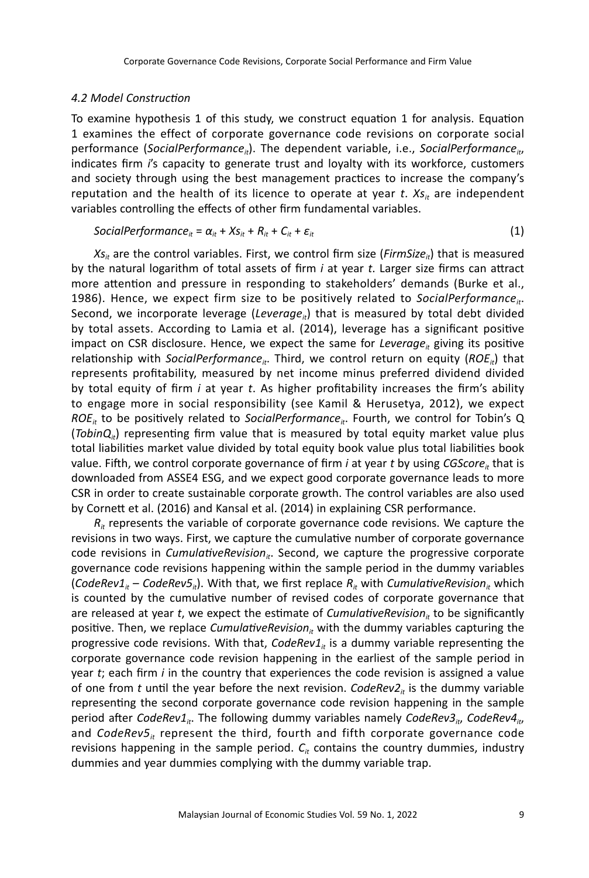### 4.2 Model Construction

To examine hypothesis 1 of this study, we construct equation 1 for analysis. Equation 1 examines the effect of corporate governance code revisions on corporate social performance ($SocialPerformance_{it}$). The dependent variable, i.e., $SocialPerformance_{it}$, indicates firm *i*'s capacity to generate trust and loyalty with its workforce, customers and society through using the best management practices to increase the company's reputation and the health of its licence to operate at year *t*. $Xs_{it}$ are independent variables controlling the effects of other firm fundamental variables.

$$SocialPerformance_{it} = \alpha_{it} + Xs_{it} + R_{it} + C_{it} + \varepsilon_{it} \tag{1}$$

$Xs_{it}$ are the control variables. First, we control firm size ($FirmSize_{it}$) that is measured by the natural logarithm of total assets of firm *i* at year *t*. Larger size firms can attract more attention and pressure in responding to stakeholders' demands (Burke et al., 1986). Hence, we expect firm size to be positively related to $SocialPerformance_{it}$. Second, we incorporate leverage ($Leverage_{it}$) that is measured by total debt divided by total assets. According to Lamia et al. (2014), leverage has a significant positive impact on CSR disclosure. Hence, we expect the same for $Leverage_{it}$ giving its positive relationship with $SocialPerformance_{it}$. Third, we control return on equity ($ROE_{it}$) that represents profitability, measured by net income minus preferred dividend divided by total equity of firm *i* at year *t*. As higher profitability increases the firm's ability to engage more in social responsibility (see Kamil & Herusetya, 2012), we expect $ROE_{it}$ to be positively related to $SocialPerformance_{it}$. Fourth, we control for Tobin's Q ($TobinQ_{it}$) representing firm value that is measured by total equity market value plus total liabilities market value divided by total equity book value plus total liabilities book value. Fifth, we control corporate governance of firm *i* at year *t* by using $CGScore_{it}$ that is downloaded from ASSE4 ESG, and we expect good corporate governance leads to more CSR in order to create sustainable corporate growth. The control variables are also used by Cornett et al. (2016) and Kansal et al. (2014) in explaining CSR performance.

$R_{it}$ represents the variable of corporate governance code revisions. We capture the revisions in two ways. First, we capture the cumulative number of corporate governance code revisions in $CumulativeRevision_{it}$. Second, we capture the progressive corporate governance code revisions happening within the sample period in the dummy variables ($CodeRev1_{it}$ – $CodeRev5_{it}$). With that, we first replace $R_{it}$ with $CumulativeRevision_{it}$ which is counted by the cumulative number of revised codes of corporate governance that are released at year *t*, we expect the estimate of $CumulativeRevision_{it}$ to be significantly positive. Then, we replace $CumulativeRevision_{it}$ with the dummy variables capturing the progressive code revisions. With that, $CodeRev1_{it}$ is a dummy variable representing the corporate governance code revision happening in the earliest of the sample period in year *t*; each firm *i* in the country that experiences the code revision is assigned a value of one from *t* until the year before the next revision. $CodeRev2_{it}$ is the dummy variable representing the second corporate governance code revision happening in the sample period after $CodeRev1_{it}$. The following dummy variables namely $CodeRev3_{it}$, $CodeRev4_{it}$, and $CodeRev5_{it}$ represent the third, fourth and fifth corporate governance code revisions happening in the sample period. $C_{it}$ contains the country dummies, industry dummies and year dummies complying with the dummy variable trap.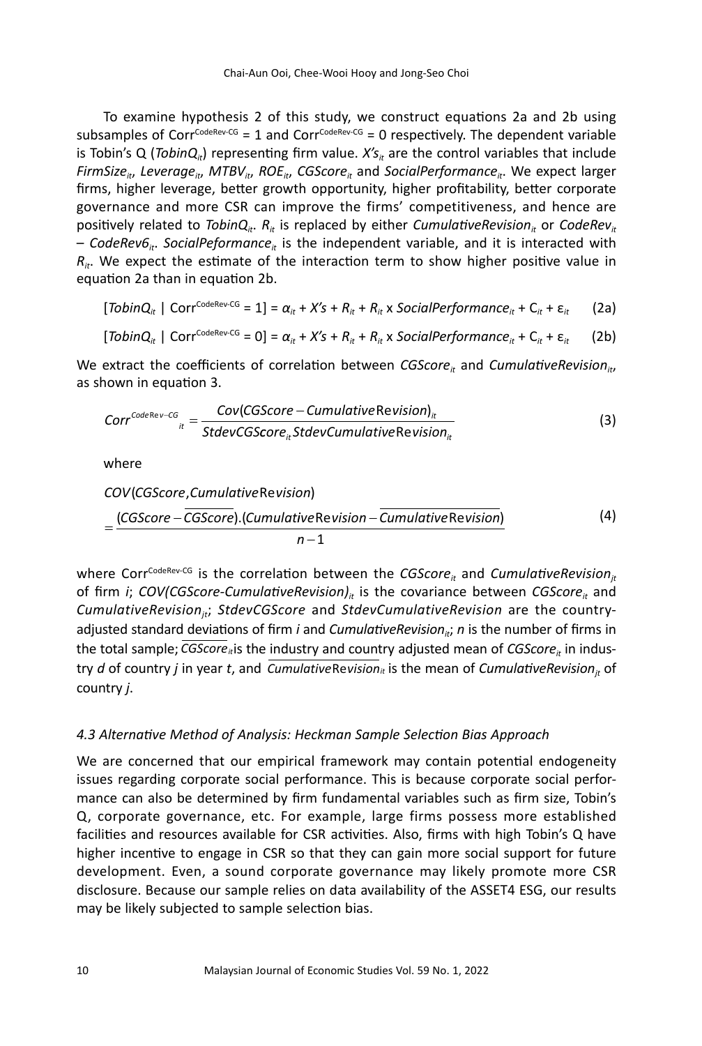To examine hypothesis 2 of this study, we construct equations 2a and 2b using subsamples of $Corr^{CodeRev\text{-}CG} = 1$ and $Corr^{CodeRev\text{-}CG} = 0$ respectively. The dependent variable is Tobin's Q ($TobinQ_{it}$) representing firm value. $X's_{it}$ are the control variables that include $FirmSize_{it}$, $Leverage_{it}$, $MTBV_{it}$, $ROE_{it}$, $CGScore_{it}$ and $SocialPerformance_{it}$. We expect larger firms, higher leverage, better growth opportunity, higher profitability, better corporate governance and more CSR can improve the firms' competitiveness, and hence are positively related to $TobinQ_{it}$. $R_{it}$ is replaced by either $CumulativeRevision_{it}$ or $CodeRev_{it}$ – $CodeRev6_{it}$. $SocialPeformance_{it}$ is the independent variable, and it is interacted with $R_{it}$. We expect the estimate of the interaction term to show higher positive value in equation 2a than in equation 2b.

$$[TobinQ_{it} \mid Corr^{CodeRev\text{-}CG} = 1] = \alpha_{it} + X's + R_{it} + R_{it} \times SocialPerformance_{it} + C_{it} + \varepsilon_{it} \quad (2a)$$

$$[TobinQ_{it} \mid Corr^{CodeRev\text{-}CG} = 0] = \alpha_{it} + X's + R_{it} + R_{it} \times SocialPerformance_{it} + C_{it} + \varepsilon_{it} \quad (2b)$$

We extract the coefficients of correlation between $CGScore_{it}$ and $CumulativeRevision_{it}$, as shown in equation 3.

$$Corr^{CodeRev-CG}_{it} = \frac{Cov(CGScore - CumulativeRevision)_{it}}{StdevCGScore_{it} StdevCumulativeRevision_{it}} \quad (3)$$

where

$$COV(CGScore, CumulativeRevision) = \frac{(CGScore - \overline{CGScore}).(CumulativeRevision - \overline{CumulativeRevision})}{n-1} \quad (4)$$

where $Corr^{CodeRev\text{-}CG}$ is the correlation between the $CGScore_{it}$ and $CumulativeRevision_{jt}$ of firm $i$; $COV(CGScore\text{-}CumulativeRevision)_{it}$ is the covariance between $CGScore_{it}$ and $CumulativeRevision_{jt}$; $StdevCGScore$ and $StdevCumulativeRevision$ are the country-adjusted standard deviations of firm $i$ and $CumulativeRevision_{it}$; $n$ is the number of firms in the total sample; $\overline{CGScore}_{it}$ is the industry and country adjusted mean of $CGScore_{it}$ in industry $d$ of country $j$ in year $t$, and $\overline{CumulativeRevision}_{it}$ is the mean of $CumulativeRevision_{jt}$ of country $j$.

#### *4.3 Alternative Method of Analysis: Heckman Sample Selection Bias Approach*

We are concerned that our empirical framework may contain potential endogeneity issues regarding corporate social performance. This is because corporate social performance can also be determined by firm fundamental variables such as firm size, Tobin's Q, corporate governance, etc. For example, large firms possess more established facilities and resources available for CSR activities. Also, firms with high Tobin's Q have higher incentive to engage in CSR so that they can gain more social support for future development. Even, a sound corporate governance may likely promote more CSR disclosure. Because our sample relies on data availability of the ASSET4 ESG, our results may be likely subjected to sample selection bias.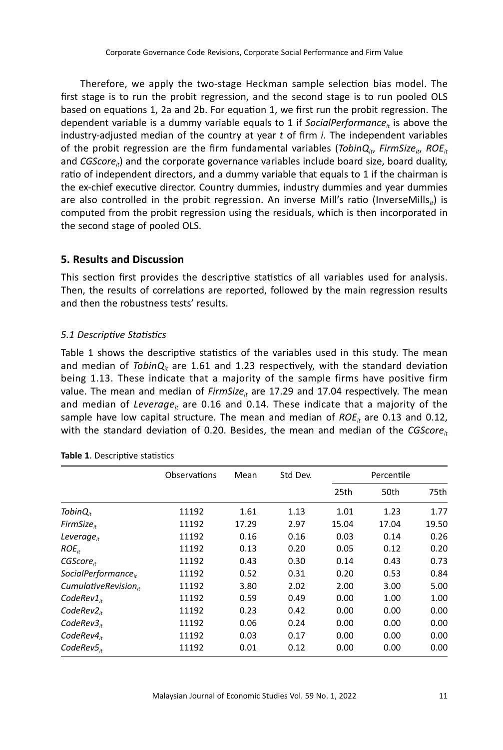Therefore, we apply the two-stage Heckman sample selection bias model. The first stage is to run the probit regression, and the second stage is to run pooled OLS based on equations 1, 2a and 2b. For equation 1, we first run the probit regression. The dependent variable is a dummy variable equals to 1 if $SocialPerformance_{it}$ is above the industry-adjusted median of the country at year *t* of firm *i*. The independent variables of the probit regression are the firm fundamental variables ($TobinQ_{it}$, $FirmSize_{it}$, $ROE_{it}$ and $CGScore_{it}$) and the corporate governance variables include board size, board duality, ratio of independent directors, and a dummy variable that equals to 1 if the chairman is the ex-chief executive director. Country dummies, industry dummies and year dummies are also controlled in the probit regression. An inverse Mill's ratio ($InverseMills_{it}$) is computed from the probit regression using the residuals, which is then incorporated in the second stage of pooled OLS.

## 5. Results and Discussion

This section first provides the descriptive statistics of all variables used for analysis. Then, the results of correlations are reported, followed by the main regression results and then the robustness tests' results.

### *5.1 Descriptive Statistics*

Table 1 shows the descriptive statistics of the variables used in this study. The mean and median of $TobinQ_{it}$ are 1.61 and 1.23 respectively, with the standard deviation being 1.13. These indicate that a majority of the sample firms have positive firm value. The mean and median of $FirmSize_{it}$ are 17.29 and 17.04 respectively. The mean and median of $Leverage_{it}$ are 0.16 and 0.14. These indicate that a majority of the sample have low capital structure. The mean and median of $ROE_{it}$ are 0.13 and 0.12, with the standard deviation of 0.20. Besides, the mean and median of the $CGScore_{it}$

**Table 1**. Descriptive statistics

| | Observations | Mean | Std Dev. | Percentile | | |
|---|---|---|---|---|---|---|
| | | | | 25th | 50th | 75th |
| $TobinQ_{it}$ | 11192 | 1.61 | 1.13 | 1.01 | 1.23 | 1.77 |
| $FirmSize_{it}$ | 11192 | 17.29 | 2.97 | 15.04 | 17.04 | 19.50 |
| $Leverage_{it}$ | 11192 | 0.16 | 0.16 | 0.03 | 0.14 | 0.26 |
| $ROE_{it}$ | 11192 | 0.13 | 0.20 | 0.05 | 0.12 | 0.20 |
| $CGScore_{it}$ | 11192 | 0.43 | 0.30 | 0.14 | 0.43 | 0.73 |
| $SocialPerformance_{it}$ | 11192 | 0.52 | 0.31 | 0.20 | 0.53 | 0.84 |
| $CumulativeRevision_{it}$ | 11192 | 3.80 | 2.02 | 2.00 | 3.00 | 5.00 |
| $CodeRev1_{it}$ | 11192 | 0.59 | 0.49 | 0.00 | 1.00 | 1.00 |
| $CodeRev2_{it}$ | 11192 | 0.23 | 0.42 | 0.00 | 0.00 | 0.00 |
| $CodeRev3_{it}$ | 11192 | 0.06 | 0.24 | 0.00 | 0.00 | 0.00 |
| $CodeRev4_{it}$ | 11192 | 0.03 | 0.17 | 0.00 | 0.00 | 0.00 |
| $CodeRev5_{it}$ | 11192 | 0.01 | 0.12 | 0.00 | 0.00 | 0.00 |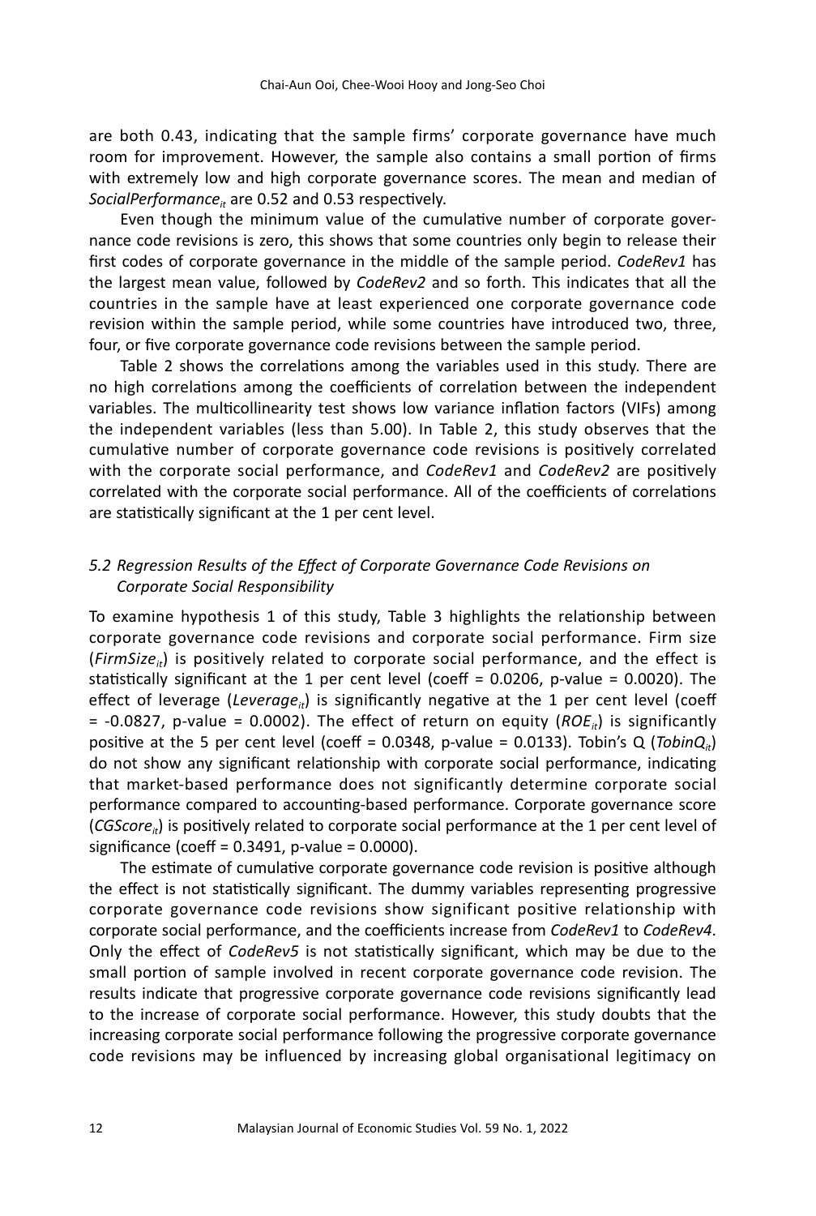are both 0.43, indicating that the sample firms' corporate governance have much room for improvement. However, the sample also contains a small portion of firms with extremely low and high corporate governance scores. The mean and median of $SocialPerformance_{it}$ are 0.52 and 0.53 respectively.

Even though the minimum value of the cumulative number of corporate governance code revisions is zero, this shows that some countries only begin to release their first codes of corporate governance in the middle of the sample period. *CodeRev1* has the largest mean value, followed by *CodeRev2* and so forth. This indicates that all the countries in the sample have at least experienced one corporate governance code revision within the sample period, while some countries have introduced two, three, four, or five corporate governance code revisions between the sample period.

Table 2 shows the correlations among the variables used in this study. There are no high correlations among the coefficients of correlation between the independent variables. The multicollinearity test shows low variance inflation factors (VIFs) among the independent variables (less than 5.00). In Table 2, this study observes that the cumulative number of corporate governance code revisions is positively correlated with the corporate social performance, and *CodeRev1* and *CodeRev2* are positively correlated with the corporate social performance. All of the coefficients of correlations are statistically significant at the 1 per cent level.

### *5.2 Regression Results of the Effect of Corporate Governance Code Revisions on Corporate Social Responsibility*

To examine hypothesis 1 of this study, Table 3 highlights the relationship between corporate governance code revisions and corporate social performance. Firm size ($FirmSize_{it}$) is positively related to corporate social performance, and the effect is statistically significant at the 1 per cent level (coeff = 0.0206, p-value = 0.0020). The effect of leverage ($Leverage_{it}$) is significantly negative at the 1 per cent level (coeff = -0.0827, p-value = 0.0002). The effect of return on equity ($ROE_{it}$) is significantly positive at the 5 per cent level (coeff = 0.0348, p-value = 0.0133). Tobin's Q ($TobinQ_{it}$) do not show any significant relationship with corporate social performance, indicating that market-based performance does not significantly determine corporate social performance compared to accounting-based performance. Corporate governance score ($CGScore_{it}$) is positively related to corporate social performance at the 1 per cent level of significance (coeff = 0.3491, p-value = 0.0000).

The estimate of cumulative corporate governance code revision is positive although the effect is not statistically significant. The dummy variables representing progressive corporate governance code revisions show significant positive relationship with corporate social performance, and the coefficients increase from *CodeRev1* to *CodeRev4*. Only the effect of *CodeRev5* is not statistically significant, which may be due to the small portion of sample involved in recent corporate governance code revision. The results indicate that progressive corporate governance code revisions significantly lead to the increase of corporate social performance. However, this study doubts that the increasing corporate social performance following the progressive corporate governance code revisions may be influenced by increasing global organisational legitimacy on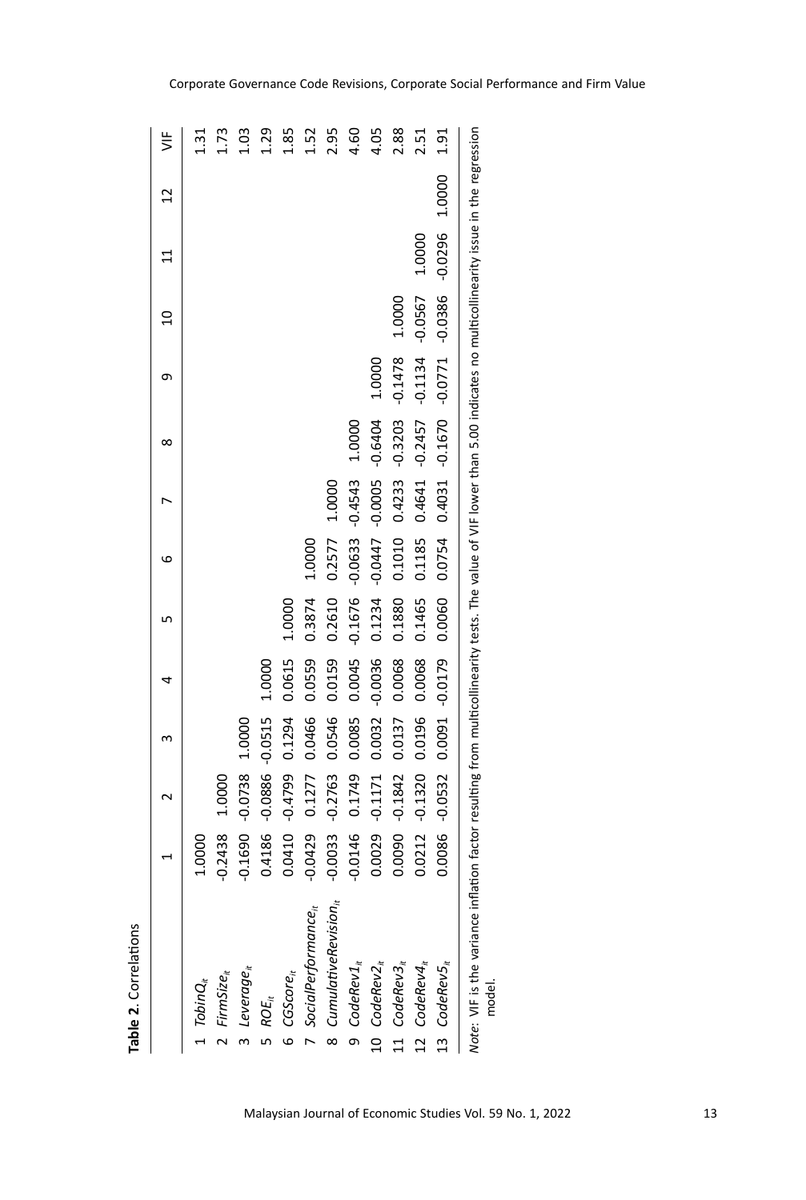**Table 2.** Correlations

| | | 1 | 2 | 3 | 4 | 5 | 6 | 7 | 8 | 9 | 10 | 11 | 12 | VIF |
|---|---|---|---|---|---|---|---|---|---|---|---|---|---|---|
| 1 | $TobinQ_{it}$ | 1.0000 | | | | | | | | | | | | 1.31 |
| 2 | $FirmSize_{it}$ | -0.2438 | 1.0000 | | | | | | | | | | | 1.73 |
| 3 | $Leverage_{it}$ | -0.1690 | -0.0738 | 1.0000 | | | | | | | | | | 1.03 |
| 5 | $ROE_{it}$ | 0.4186 | -0.0886 | -0.0515 | 1.0000 | | | | | | | | | 1.29 |
| 6 | $CGScore_{it}$ | 0.0410 | -0.4799 | 0.1294 | 0.0615 | 1.0000 | | | | | | | | 1.85 |
| 7 | $SocialPerformance_{it}$ | -0.0429 | 0.1277 | 0.0466 | 0.0559 | 0.3874 | 1.0000 | | | | | | | 1.52 |
| 8 | $CumulativeRevision_{it}$ | -0.0033 | -0.2763 | 0.0546 | 0.0159 | 0.2610 | 0.2577 | 1.0000 | | | | | | 2.95 |
| 9 | $CodeRev1_{it}$ | -0.0146 | 0.1749 | 0.0085 | 0.0045 | -0.1676 | -0.0633 | -0.4543 | 1.0000 | | | | | 4.60 |
| 10 | $CodeRev2_{it}$ | 0.0029 | -0.1171 | 0.0032 | -0.0036 | 0.1234 | -0.0447 | -0.0005 | -0.6404 | 1.0000 | | | | 4.05 |
| 11 | $CodeRev3_{it}$ | 0.0090 | -0.1842 | 0.0137 | 0.0068 | 0.1880 | 0.1010 | 0.4233 | -0.3203 | -0.1478 | 1.0000 | | | 2.88 |
| 12 | $CodeRev4_{it}$ | 0.0212 | -0.1320 | 0.0196 | 0.0068 | 0.1465 | 0.1185 | 0.4641 | -0.2457 | -0.1134 | -0.0567 | 1.0000 | | 2.51 |
| 13 | $CodeRev5_{it}$ | 0.0086 | -0.0532 | 0.0091 | -0.0179 | 0.0060 | 0.0754 | 0.4031 | -0.1670 | -0.0771 | -0.0386 | -0.0296 | 1.0000 | 1.91 |

*Note*: VIF is the variance inflation factor resulting from multicollinearity tests. The value of VIF lower than 5.00 indicates no multicollinearity issue in the regression model.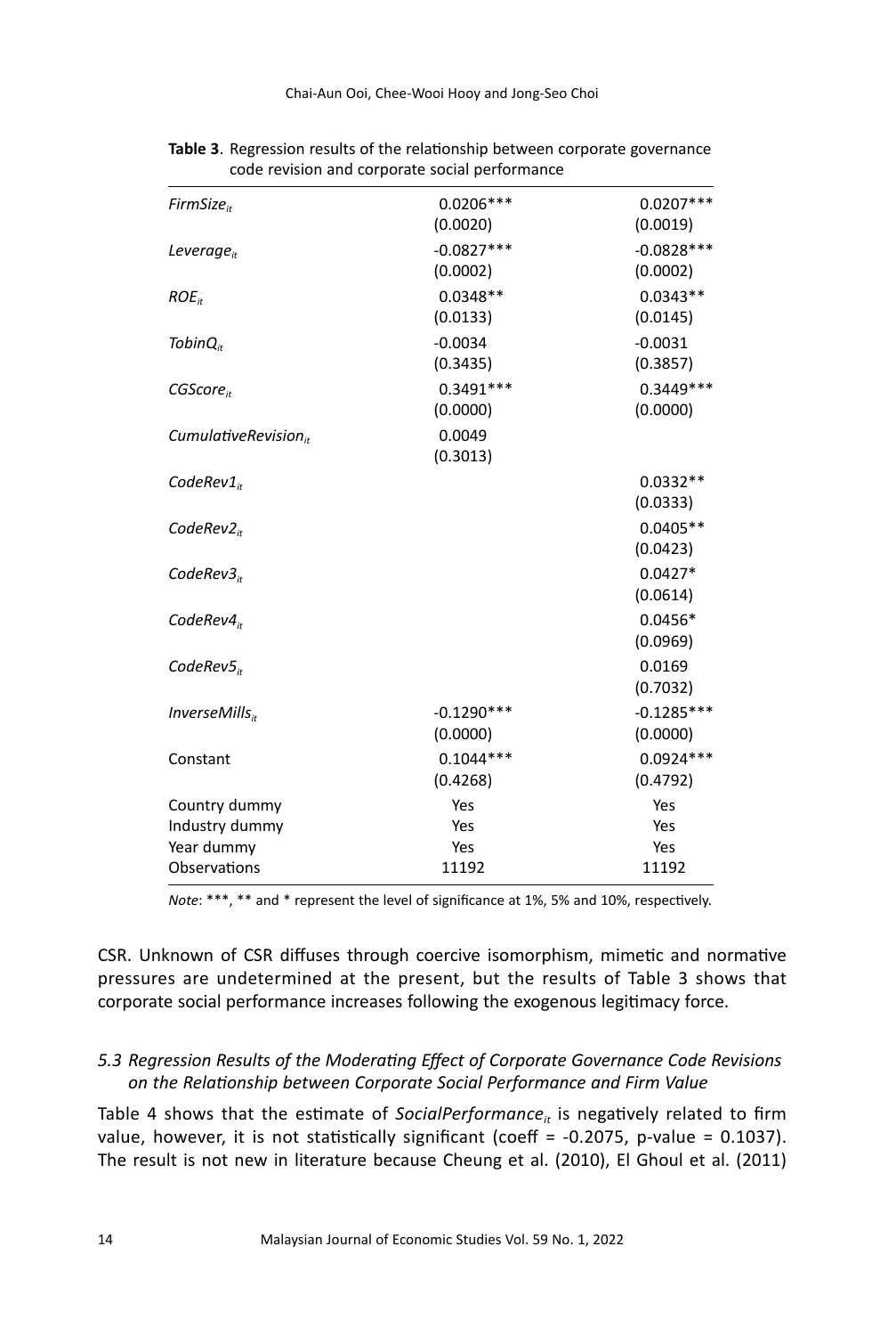**Table 3**. Regression results of the relationship between corporate governance code revision and corporate social performance

| | | |
|---|---|---|
| $FirmSize_{it}$ | 0.0206*** (0.0020) | 0.0207*** (0.0019) |
| $Leverage_{it}$ | -0.0827*** (0.0002) | -0.0828*** (0.0002) |
| $ROE_{it}$ | 0.0348** (0.0133) | 0.0343** (0.0145) |
| $TobinQ_{it}$ | -0.0034 (0.3435) | -0.0031 (0.3857) |
| $CGScore_{it}$ | 0.3491*** (0.0000) | 0.3449*** (0.0000) |
| $CumulativeRevision_{it}$ | 0.0049 (0.3013) | |
| $CodeRev1_{it}$ | | 0.0332** (0.0333) |
| $CodeRev2_{it}$ | | 0.0405** (0.0423) |
| $CodeRev3_{it}$ | | 0.0427* (0.0614) |
| $CodeRev4_{it}$ | | 0.0456* (0.0969) |
| $CodeRev5_{it}$ | | 0.0169 (0.7032) |
| $InverseMills_{it}$ | -0.1290*** (0.0000) | -0.1285*** (0.0000) |
| Constant | 0.1044*** (0.4268) | 0.0924*** (0.4792) |
| Country dummy | Yes | Yes |
| Industry dummy | Yes | Yes |
| Year dummy | Yes | Yes |
| Observations | 11192 | 11192 |

*Note*: ***, ** and * represent the level of significance at 1%, 5% and 10%, respectively.

CSR. Unknown of CSR diffuses through coercive isomorphism, mimetic and normative pressures are undetermined at the present, but the results of Table 3 shows that corporate social performance increases following the exogenous legitimacy force.

### *5.3 Regression Results of the Moderating Effect of Corporate Governance Code Revisions on the Relationship between Corporate Social Performance and Firm Value*

Table 4 shows that the estimate of $SocialPerformance_{it}$ is negatively related to firm value, however, it is not statistically significant (coeff = -0.2075, p-value = 0.1037). The result is not new in literature because Cheung et al. (2010), El Ghoul et al. (2011)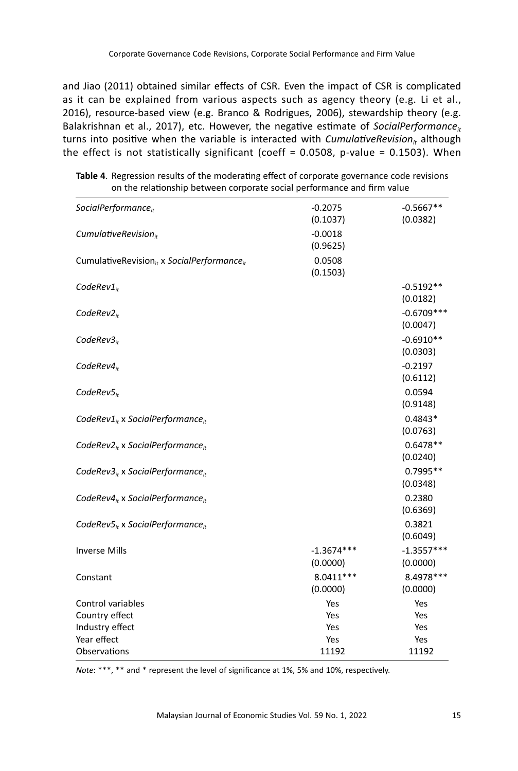and Jiao (2011) obtained similar effects of CSR. Even the impact of CSR is complicated as it can be explained from various aspects such as agency theory (e.g. Li et al., 2016), resource-based view (e.g. Branco & Rodrigues, 2006), stewardship theory (e.g. Balakrishnan et al., 2017), etc. However, the negative estimate of $SocialPerformance_{it}$ turns into positive when the variable is interacted with $CumulativeRevision_{it}$ although the effect is not statistically significant (coeff = 0.0508, p-value = 0.1503). When

**Table 4**. Regression results of the moderating effect of corporate governance code revisions on the relationship between corporate social performance and firm value

| | | |
|---|---|---|
| $SocialPerformance_{it}$ | -0.2075<br>(0.1037) | -0.5667**<br>(0.0382) |
| $CumulativeRevision_{it}$ | -0.0018<br>(0.9625) | |
| $CumulativeRevision_{it}$ x $SocialPerformance_{it}$ | 0.0508<br>(0.1503) | |
| $CodeRev1_{it}$ | | -0.5192**<br>(0.0182) |
| $CodeRev2_{it}$ | | -0.6709***<br>(0.0047) |
| $CodeRev3_{it}$ | | -0.6910**<br>(0.0303) |
| $CodeRev4_{it}$ | | -0.2197<br>(0.6112) |
| $CodeRev5_{it}$ | | 0.0594<br>(0.9148) |
| $CodeRev1_{it}$ x $SocialPerformance_{it}$ | | 0.4843*<br>(0.0763) |
| $CodeRev2_{it}$ x $SocialPerformance_{it}$ | | 0.6478**<br>(0.0240) |
| $CodeRev3_{it}$ x $SocialPerformance_{it}$ | | 0.7995**<br>(0.0348) |
| $CodeRev4_{it}$ x $SocialPerformance_{it}$ | | 0.2380<br>(0.6369) |
| $CodeRev5_{it}$ x $SocialPerformance_{it}$ | | 0.3821<br>(0.6049) |
| Inverse Mills | -1.3674***<br>(0.0000) | -1.3557***<br>(0.0000) |
| Constant | 8.0411***<br>(0.0000) | 8.4978***<br>(0.0000) |
| Control variables | Yes | Yes |
| Country effect | Yes | Yes |
| Industry effect | Yes | Yes |
| Year effect | Yes | Yes |
| Observations | 11192 | 11192 |

*Note*: ***, ** and * represent the level of significance at 1%, 5% and 10%, respectively.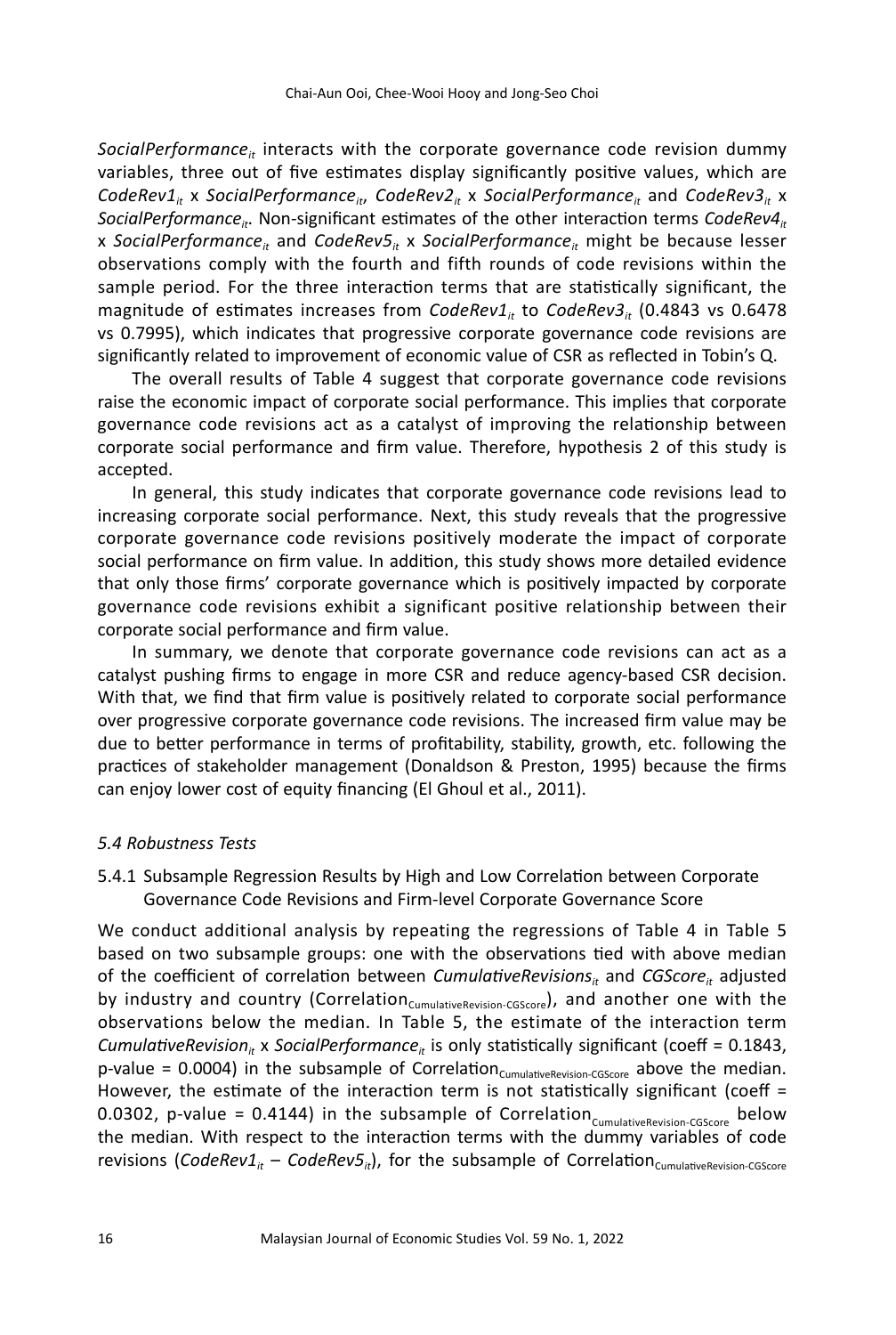$SocialPerformance_{it}$ interacts with the corporate governance code revision dummy variables, three out of five estimates display significantly positive values, which are $CodeRev1_{it}$ x $SocialPerformance_{it}$, $CodeRev2_{it}$ x $SocialPerformance_{it}$ and $CodeRev3_{it}$ x $SocialPerformance_{it}$. Non-significant estimates of the other interaction terms $CodeRev4_{it}$ x $SocialPerformance_{it}$ and $CodeRev5_{it}$ x $SocialPerformance_{it}$ might be because lesser observations comply with the fourth and fifth rounds of code revisions within the sample period. For the three interaction terms that are statistically significant, the magnitude of estimates increases from $CodeRev1_{it}$ to $CodeRev3_{it}$ (0.4843 vs 0.6478 vs 0.7995), which indicates that progressive corporate governance code revisions are significantly related to improvement of economic value of CSR as reflected in Tobin's Q.

The overall results of Table 4 suggest that corporate governance code revisions raise the economic impact of corporate social performance. This implies that corporate governance code revisions act as a catalyst of improving the relationship between corporate social performance and firm value. Therefore, hypothesis 2 of this study is accepted.

In general, this study indicates that corporate governance code revisions lead to increasing corporate social performance. Next, this study reveals that the progressive corporate governance code revisions positively moderate the impact of corporate social performance on firm value. In addition, this study shows more detailed evidence that only those firms' corporate governance which is positively impacted by corporate governance code revisions exhibit a significant positive relationship between their corporate social performance and firm value.

In summary, we denote that corporate governance code revisions can act as a catalyst pushing firms to engage in more CSR and reduce agency-based CSR decision. With that, we find that firm value is positively related to corporate social performance over progressive corporate governance code revisions. The increased firm value may be due to better performance in terms of profitability, stability, growth, etc. following the practices of stakeholder management (Donaldson & Preston, 1995) because the firms can enjoy lower cost of equity financing (El Ghoul et al., 2011).

### *5.4 Robustness Tests*

#### 5.4.1 Subsample Regression Results by High and Low Correlation between Corporate Governance Code Revisions and Firm-level Corporate Governance Score

We conduct additional analysis by repeating the regressions of Table 4 in Table 5 based on two subsample groups: one with the observations tied with above median of the coefficient of correlation between $CumulativeRevisions_{it}$ and $CGScore_{it}$ adjusted by industry and country ($Correlation_{CumulativeRevision\text{-}CGScore}$), and another one with the observations below the median. In Table 5, the estimate of the interaction term $CumulativeRevision_{it}$ x $SocialPerformance_{it}$ is only statistically significant (coeff = 0.1843, p-value = 0.0004) in the subsample of $Correlation_{CumulativeRevision\text{-}CGScore}$ above the median. However, the estimate of the interaction term is not statistically significant (coeff = 0.0302, p-value = 0.4144) in the subsample of $Correlation_{CumulativeRevision\text{-}CGScore}$ below the median. With respect to the interaction terms with the dummy variables of code revisions ($CodeRev1_{it}$ – $CodeRev5_{it}$), for the subsample of $Correlation_{CumulativeRevision\text{-}CGScore}$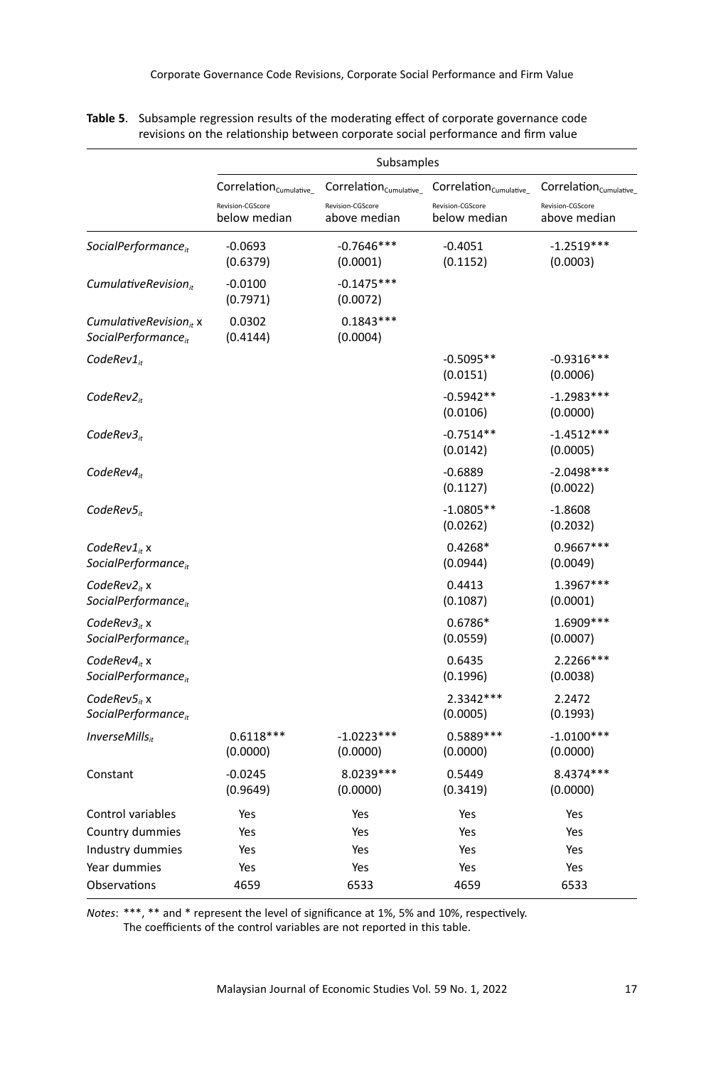**Table 5**. Subsample regression results of the moderating effect of corporate governance code revisions on the relationship between corporate social performance and firm value

| | Subsamples | | | |
|---|---|---|---|---|
| | $Correlation_{Cumulative\_Revision\text{-}CGScore}$ below median | $Correlation_{Cumulative\_Revision\text{-}CGScore}$ above median | $Correlation_{Cumulative\_Revision\text{-}CGScore}$ below median | $Correlation_{Cumulative\_Revision\text{-}CGScore}$ above median |
| $SocialPerformance_{it}$ | -0.0693 (0.6379) | -0.7646*** (0.0001) | -0.4051 (0.1152) | -1.2519*** (0.0003) |
| $CumulativeRevision_{it}$ | -0.0100 (0.7971) | -0.1475*** (0.0072) | | |
| $CumulativeRevision_{it}$ x $SocialPerformance_{it}$ | 0.0302 (0.4144) | 0.1843*** (0.0004) | | |
| $CodeRev1_{it}$ | | | -0.5095** (0.0151) | -0.9316*** (0.0006) |
| $CodeRev2_{it}$ | | | -0.5942** (0.0106) | -1.2983*** (0.0000) |
| $CodeRev3_{it}$ | | | -0.7514** (0.0142) | -1.4512*** (0.0005) |
| $CodeRev4_{it}$ | | | -0.6889 (0.1127) | -2.0498*** (0.0022) |
| $CodeRev5_{it}$ | | | -1.0805** (0.0262) | -1.8608 (0.2032) |
| $CodeRev1_{it}$ x $SocialPerformance_{it}$ | | | 0.4268* (0.0944) | 0.9667*** (0.0049) |
| $CodeRev2_{it}$ x $SocialPerformance_{it}$ | | | 0.4413 (0.1087) | 1.3967*** (0.0001) |
| $CodeRev3_{it}$ x $SocialPerformance_{it}$ | | | 0.6786* (0.0559) | 1.6909*** (0.0007) |
| $CodeRev4_{it}$ x $SocialPerformance_{it}$ | | | 0.6435 (0.1996) | 2.2266*** (0.0038) |
| $CodeRev5_{it}$ x $SocialPerformance_{it}$ | | | 2.3342*** (0.0005) | 2.2472 (0.1993) |
| $InverseMills_{it}$ | 0.6118*** (0.0000) | -1.0223*** (0.0000) | 0.5889*** (0.0000) | -1.0100*** (0.0000) |
| Constant | -0.0245 (0.9649) | 8.0239*** (0.0000) | 0.5449 (0.3419) | 8.4374*** (0.0000) |
| Control variables | Yes | Yes | Yes | Yes |
| Country dummies | Yes | Yes | Yes | Yes |
| Industry dummies | Yes | Yes | Yes | Yes |
| Year dummies | Yes | Yes | Yes | Yes |
| Observations | 4659 | 6533 | 4659 | 6533 |

*Notes*: ***, ** and * represent the level of significance at 1%, 5% and 10%, respectively.
The coefficients of the control variables are not reported in this table.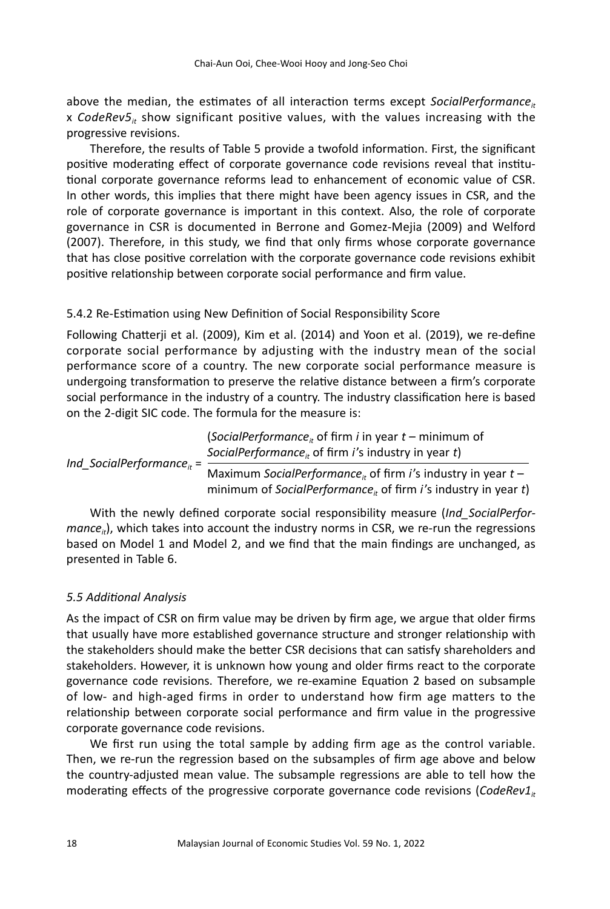above the median, the estimates of all interaction terms except $SocialPerformance_{it}$ x $CodeRev5_{it}$ show significant positive values, with the values increasing with the progressive revisions.

Therefore, the results of Table 5 provide a twofold information. First, the significant positive moderating effect of corporate governance code revisions reveal that institutional corporate governance reforms lead to enhancement of economic value of CSR. In other words, this implies that there might have been agency issues in CSR, and the role of corporate governance is important in this context. Also, the role of corporate governance in CSR is documented in Berrone and Gomez-Mejia (2009) and Welford (2007). Therefore, in this study, we find that only firms whose corporate governance that has close positive correlation with the corporate governance code revisions exhibit positive relationship between corporate social performance and firm value.

### 5.4.2 Re-Estimation using New Definition of Social Responsibility Score

Following Chatterji et al. (2009), Kim et al. (2014) and Yoon et al. (2019), we re-define corporate social performance by adjusting with the industry mean of the social performance score of a country. The new corporate social performance measure is undergoing transformation to preserve the relative distance between a firm's corporate social performance in the industry of a country. The industry classification here is based on the 2-digit SIC code. The formula for the measure is:

$$Ind\_SocialPerformance_{it} = \frac{(SocialPerformance_{it} \text{ of firm } i \text{ in year } t - \text{minimum of } SocialPerformance_{it} \text{ of firm } i\text{'s industry in year } t)}{\text{Maximum } SocialPerformance_{it} \text{ of firm } i\text{'s industry in year } t - \text{minimum of } SocialPerformance_{it} \text{ of firm } i\text{'s industry in year } t)}$$

With the newly defined corporate social responsibility measure ($Ind\_SocialPerformance_{it}$), which takes into account the industry norms in CSR, we re-run the regressions based on Model 1 and Model 2, and we find that the main findings are unchanged, as presented in Table 6.

### *5.5 Additional Analysis*

As the impact of CSR on firm value may be driven by firm age, we argue that older firms that usually have more established governance structure and stronger relationship with the stakeholders should make the better CSR decisions that can satisfy shareholders and stakeholders. However, it is unknown how young and older firms react to the corporate governance code revisions. Therefore, we re-examine Equation 2 based on subsample of low- and high-aged firms in order to understand how firm age matters to the relationship between corporate social performance and firm value in the progressive corporate governance code revisions.

We first run using the total sample by adding firm age as the control variable. Then, we re-run the regression based on the subsamples of firm age above and below the country-adjusted mean value. The subsample regressions are able to tell how the moderating effects of the progressive corporate governance code revisions ($CodeRev1_{it}$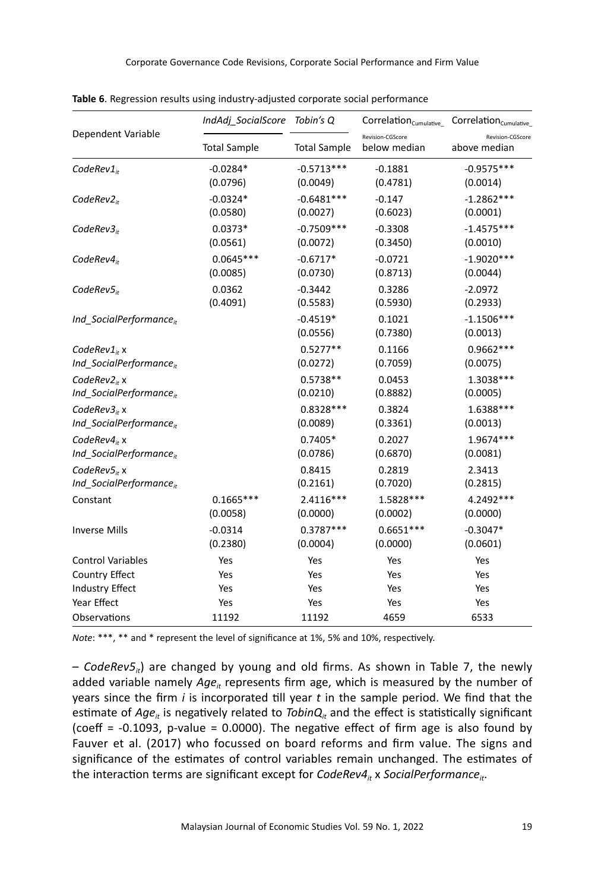**Table 6**. Regression results using industry-adjusted corporate social performance

| Dependent Variable | *IndAdj_SocialScore* | *Tobin's Q* | $Correlation_{Cumulative\_Revision\text{-}CGScore}$ | $Correlation_{Cumulative\_Revision\text{-}CGScore}$ |
|---|---|---|---|---|
| | Total Sample | Total Sample | below median | above median |
| $CodeRev1_{it}$ | -0.0284* | -0.5713*** | -0.1881 | -0.9575*** |
| | (0.0796) | (0.0049) | (0.4781) | (0.0014) |
| $CodeRev2_{it}$ | -0.0324* | -0.6481*** | -0.147 | -1.2862*** |
| | (0.0580) | (0.0027) | (0.6023) | (0.0001) |
| $CodeRev3_{it}$ | 0.0373* | -0.7509*** | -0.3308 | -1.4575*** |
| | (0.0561) | (0.0072) | (0.3450) | (0.0010) |
| $CodeRev4_{it}$ | 0.0645*** | -0.6717* | -0.0721 | -1.9020*** |
| | (0.0085) | (0.0730) | (0.8713) | (0.0044) |
| $CodeRev5_{it}$ | 0.0362 | -0.3442 | 0.3286 | -2.0972 |
| | (0.4091) | (0.5583) | (0.5930) | (0.2933) |
| $Ind\_SocialPerformance_{it}$ | | -0.4519* | 0.1021 | -1.1506*** |
| | | (0.0556) | (0.7380) | (0.0013) |
| $CodeRev1_{it}$ x $Ind\_SocialPerformance_{it}$ | | 0.5277** | 0.1166 | 0.9662*** |
| | | (0.0272) | (0.7059) | (0.0075) |
| $CodeRev2_{it}$ x $Ind\_SocialPerformance_{it}$ | | 0.5738** | 0.0453 | 1.3038*** |
| | | (0.0210) | (0.8882) | (0.0005) |
| $CodeRev3_{it}$ x $Ind\_SocialPerformance_{it}$ | | 0.8328*** | 0.3824 | 1.6388*** |
| | | (0.0089) | (0.3361) | (0.0013) |
| $CodeRev4_{it}$ x $Ind\_SocialPerformance_{it}$ | | 0.7405* | 0.2027 | 1.9674*** |
| | | (0.0786) | (0.6870) | (0.0081) |
| $CodeRev5_{it}$ x $Ind\_SocialPerformance_{it}$ | | 0.8415 | 0.2819 | 2.3413 |
| | | (0.2161) | (0.7020) | (0.2815) |
| Constant | 0.1665*** | 2.4116*** | 1.5828*** | 4.2492*** |
| | (0.0058) | (0.0000) | (0.0002) | (0.0000) |
| Inverse Mills | -0.0314 | 0.3787*** | 0.6651*** | -0.3047* |
| | (0.2380) | (0.0004) | (0.0000) | (0.0601) |
| Control Variables | Yes | Yes | Yes | Yes |
| Country Effect | Yes | Yes | Yes | Yes |
| Industry Effect | Yes | Yes | Yes | Yes |
| Year Effect | Yes | Yes | Yes | Yes |
| Observations | 11192 | 11192 | 4659 | 6533 |

*Note*: ***, ** and * represent the level of significance at 1%, 5% and 10%, respectively.

– $CodeRev5_{it}$) are changed by young and old firms. As shown in Table 7, the newly added variable namely $Age_{it}$ represents firm age, which is measured by the number of years since the firm *i* is incorporated till year *t* in the sample period. We find that the estimate of $Age_{it}$ is negatively related to $TobinQ_{it}$ and the effect is statistically significant (coeff = -0.1093, p-value = 0.0000). The negative effect of firm age is also found by Fauver et al. (2017) who focussed on board reforms and firm value. The signs and significance of the estimates of control variables remain unchanged. The estimates of the interaction terms are significant except for $CodeRev4_{it}$ x $SocialPerformance_{it}$.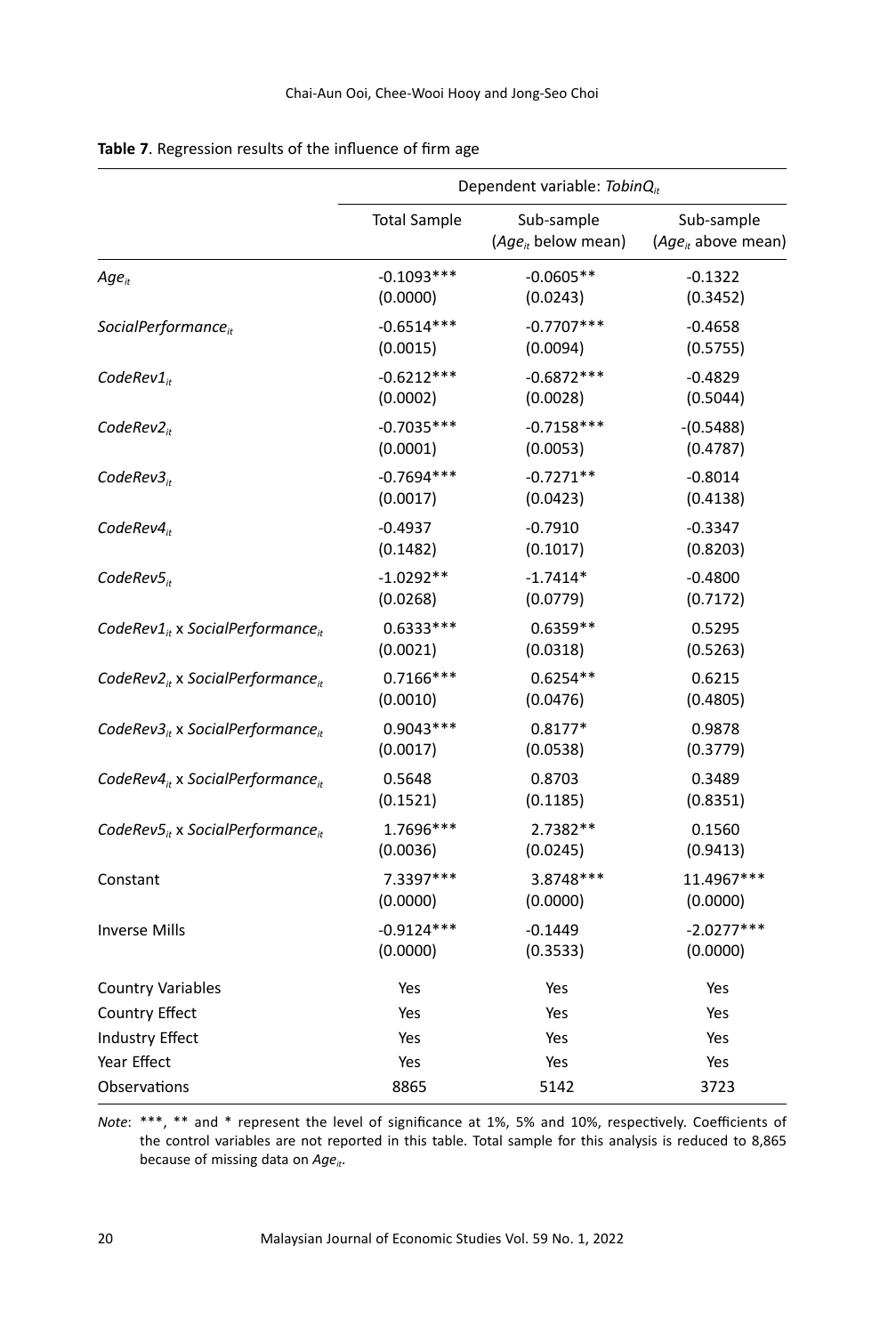**Table 7**. Regression results of the influence of firm age

| | Dependent variable: $TobinQ_{it}$ | | |
|---|---|---|---|
| | Total Sample | Sub-sample ($Age_{it}$ below mean) | Sub-sample ($Age_{it}$ above mean) |
| $Age_{it}$ | -0.1093*** (0.0000) | -0.0605** (0.0243) | -0.1322 (0.3452) |
| $SocialPerformance_{it}$ | -0.6514*** (0.0015) | -0.7707*** (0.0094) | -0.4658 (0.5755) |
| $CodeRev1_{it}$ | -0.6212*** (0.0002) | -0.6872*** (0.0028) | -0.4829 (0.5044) |
| $CodeRev2_{it}$ | -0.7035*** (0.0001) | -0.7158*** (0.0053) | -(0.5488) (0.4787) |
| $CodeRev3_{it}$ | -0.7694*** (0.0017) | -0.7271** (0.0423) | -0.8014 (0.4138) |
| $CodeRev4_{it}$ | -0.4937 (0.1482) | -0.7910 (0.1017) | -0.3347 (0.8203) |
| $CodeRev5_{it}$ | -1.0292** (0.0268) | -1.7414* (0.0779) | -0.4800 (0.7172) |
| $CodeRev1_{it}$ x $SocialPerformance_{it}$ | 0.6333*** (0.0021) | 0.6359** (0.0318) | 0.5295 (0.5263) |
| $CodeRev2_{it}$ x $SocialPerformance_{it}$ | 0.7166*** (0.0010) | 0.6254** (0.0476) | 0.6215 (0.4805) |
| $CodeRev3_{it}$ x $SocialPerformance_{it}$ | 0.9043*** (0.0017) | 0.8177* (0.0538) | 0.9878 (0.3779) |
| $CodeRev4_{it}$ x $SocialPerformance_{it}$ | 0.5648 (0.1521) | 0.8703 (0.1185) | 0.3489 (0.8351) |
| $CodeRev5_{it}$ x $SocialPerformance_{it}$ | 1.7696*** (0.0036) | 2.7382** (0.0245) | 0.1560 (0.9413) |
| Constant | 7.3397*** (0.0000) | 3.8748*** (0.0000) | 11.4967*** (0.0000) |
| Inverse Mills | -0.9124*** (0.0000) | -0.1449 (0.3533) | -2.0277*** (0.0000) |
| Country Variables | Yes | Yes | Yes |
| Country Effect | Yes | Yes | Yes |
| Industry Effect | Yes | Yes | Yes |
| Year Effect | Yes | Yes | Yes |
| Observations | 8865 | 5142 | 3723 |

*Note*: ***, ** and * represent the level of significance at 1%, 5% and 10%, respectively. Coefficients of the control variables are not reported in this table. Total sample for this analysis is reduced to 8,865 because of missing data on $Age_{it}$.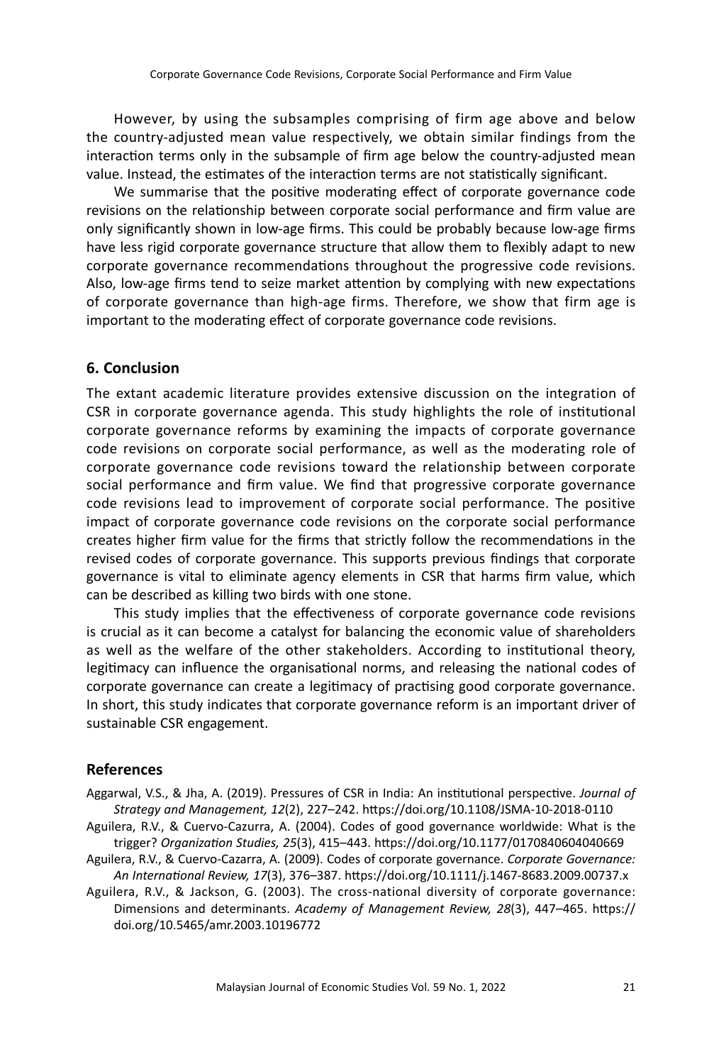However, by using the subsamples comprising of firm age above and below the country-adjusted mean value respectively, we obtain similar findings from the interaction terms only in the subsample of firm age below the country-adjusted mean value. Instead, the estimates of the interaction terms are not statistically significant.

We summarise that the positive moderating effect of corporate governance code revisions on the relationship between corporate social performance and firm value are only significantly shown in low-age firms. This could be probably because low-age firms have less rigid corporate governance structure that allow them to flexibly adapt to new corporate governance recommendations throughout the progressive code revisions. Also, low-age firms tend to seize market attention by complying with new expectations of corporate governance than high-age firms. Therefore, we show that firm age is important to the moderating effect of corporate governance code revisions.

## 6. Conclusion

The extant academic literature provides extensive discussion on the integration of CSR in corporate governance agenda. This study highlights the role of institutional corporate governance reforms by examining the impacts of corporate governance code revisions on corporate social performance, as well as the moderating role of corporate governance code revisions toward the relationship between corporate social performance and firm value. We find that progressive corporate governance code revisions lead to improvement of corporate social performance. The positive impact of corporate governance code revisions on the corporate social performance creates higher firm value for the firms that strictly follow the recommendations in the revised codes of corporate governance. This supports previous findings that corporate governance is vital to eliminate agency elements in CSR that harms firm value, which can be described as killing two birds with one stone.

This study implies that the effectiveness of corporate governance code revisions is crucial as it can become a catalyst for balancing the economic value of shareholders as well as the welfare of the other stakeholders. According to institutional theory, legitimacy can influence the organisational norms, and releasing the national codes of corporate governance can create a legitimacy of practising good corporate governance. In short, this study indicates that corporate governance reform is an important driver of sustainable CSR engagement.

## References

Aggarwal, V.S., & Jha, A. (2019). Pressures of CSR in India: An institutional perspective. *Journal of Strategy and Management, 12*(2), 227–242. https://doi.org/10.1108/JSMA-10-2018-0110

Aguilera, R.V., & Cuervo-Cazurra, A. (2004). Codes of good governance worldwide: What is the trigger? *Organization Studies, 25*(3), 415–443. https://doi.org/10.1177/0170840604040669

Aguilera, R.V., & Cuervo-Cazarra, A. (2009). Codes of corporate governance. *Corporate Governance: An International Review, 17*(3), 376–387. https://doi.org/10.1111/j.1467-8683.2009.00737.x

Aguilera, R.V., & Jackson, G. (2003). The cross-national diversity of corporate governance: Dimensions and determinants. *Academy of Management Review, 28*(3), 447–465. https://doi.org/10.5465/amr.2003.10196772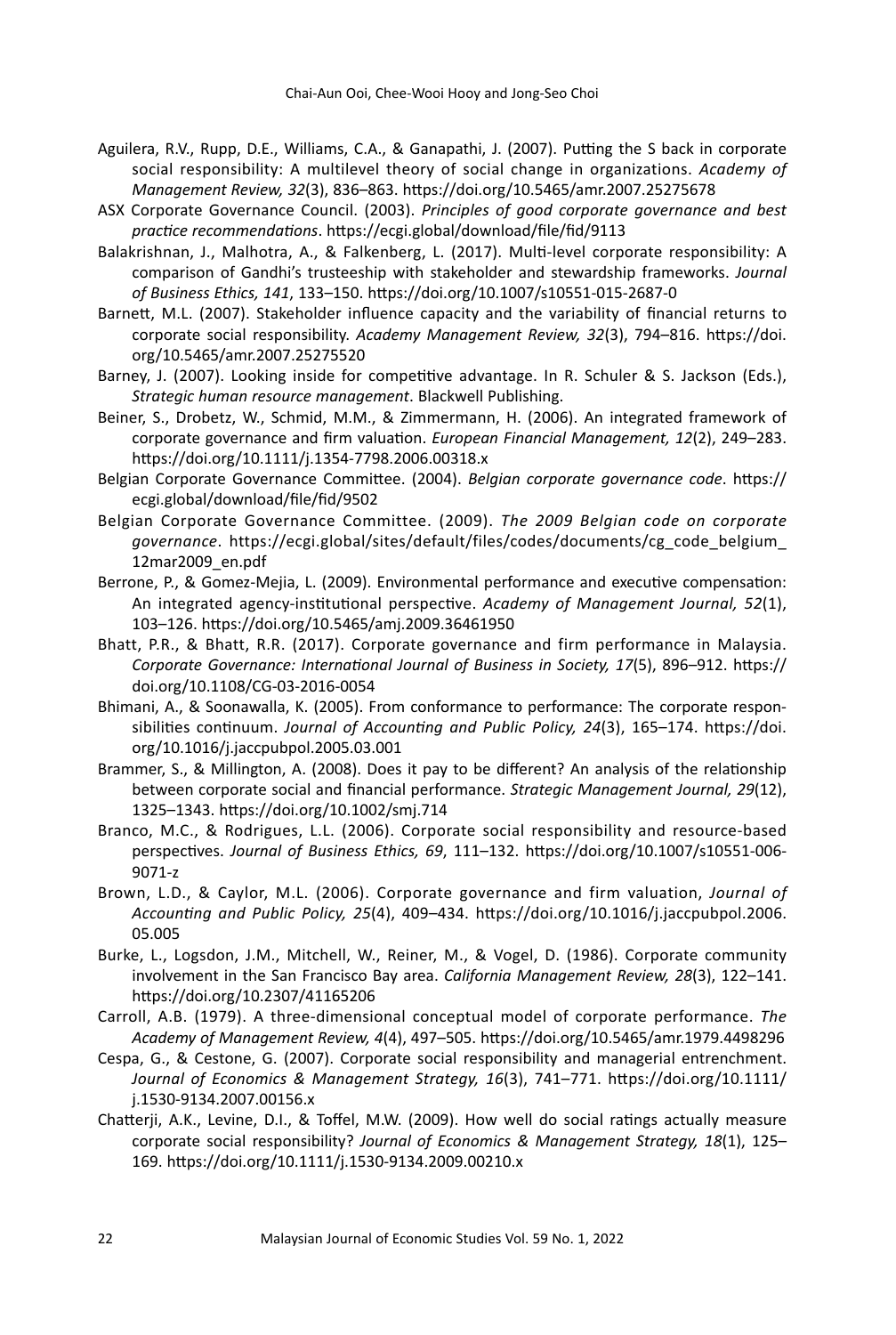Aguilera, R.V., Rupp, D.E., Williams, C.A., & Ganapathi, J. (2007). Putting the S back in corporate social responsibility: A multilevel theory of social change in organizations. *Academy of Management Review, 32*(3), 836–863. https://doi.org/10.5465/amr.2007.25275678

ASX Corporate Governance Council. (2003). *Principles of good corporate governance and best practice recommendations*. https://ecgi.global/download/file/fid/9113

Balakrishnan, J., Malhotra, A., & Falkenberg, L. (2017). Multi-level corporate responsibility: A comparison of Gandhi's trusteeship with stakeholder and stewardship frameworks. *Journal of Business Ethics, 141*, 133–150. https://doi.org/10.1007/s10551-015-2687-0

Barnett, M.L. (2007). Stakeholder influence capacity and the variability of financial returns to corporate social responsibility. *Academy Management Review, 32*(3), 794–816. https://doi.org/10.5465/amr.2007.25275520

Barney, J. (2007). Looking inside for competitive advantage. In R. Schuler & S. Jackson (Eds.), *Strategic human resource management*. Blackwell Publishing.

Beiner, S., Drobetz, W., Schmid, M.M., & Zimmermann, H. (2006). An integrated framework of corporate governance and firm valuation. *European Financial Management, 12*(2), 249–283. https://doi.org/10.1111/j.1354-7798.2006.00318.x

Belgian Corporate Governance Committee. (2004). *Belgian corporate governance code*. https://ecgi.global/download/file/fid/9502

Belgian Corporate Governance Committee. (2009). *The 2009 Belgian code on corporate governance*. https://ecgi.global/sites/default/files/codes/documents/cg_code_belgium_12mar2009_en.pdf

Berrone, P., & Gomez-Mejia, L. (2009). Environmental performance and executive compensation: An integrated agency-institutional perspective. *Academy of Management Journal, 52*(1), 103–126. https://doi.org/10.5465/amj.2009.36461950

Bhatt, P.R., & Bhatt, R.R. (2017). Corporate governance and firm performance in Malaysia. *Corporate Governance: International Journal of Business in Society, 17*(5), 896–912. https://doi.org/10.1108/CG-03-2016-0054

Bhimani, A., & Soonawalla, K. (2005). From conformance to performance: The corporate responsibilities continuum. *Journal of Accounting and Public Policy, 24*(3), 165–174. https://doi.org/10.1016/j.jaccpubpol.2005.03.001

Brammer, S., & Millington, A. (2008). Does it pay to be different? An analysis of the relationship between corporate social and financial performance. *Strategic Management Journal, 29*(12), 1325–1343. https://doi.org/10.1002/smj.714

Branco, M.C., & Rodrigues, L.L. (2006). Corporate social responsibility and resource-based perspectives. *Journal of Business Ethics, 69*, 111–132. https://doi.org/10.1007/s10551-006-9071-z

Brown, L.D., & Caylor, M.L. (2006). Corporate governance and firm valuation, *Journal of Accounting and Public Policy, 25*(4), 409–434. https://doi.org/10.1016/j.jaccpubpol.2006.05.005

Burke, L., Logsdon, J.M., Mitchell, W., Reiner, M., & Vogel, D. (1986). Corporate community involvement in the San Francisco Bay area. *California Management Review, 28*(3), 122–141. https://doi.org/10.2307/41165206

Carroll, A.B. (1979). A three-dimensional conceptual model of corporate performance. *The Academy of Management Review, 4*(4), 497–505. https://doi.org/10.5465/amr.1979.4498296

Cespa, G., & Cestone, G. (2007). Corporate social responsibility and managerial entrenchment. *Journal of Economics & Management Strategy, 16*(3), 741–771. https://doi.org/10.1111/j.1530-9134.2007.00156.x

Chatterji, A.K., Levine, D.I., & Toffel, M.W. (2009). How well do social ratings actually measure corporate social responsibility? *Journal of Economics & Management Strategy, 18*(1), 125–169. https://doi.org/10.1111/j.1530-9134.2009.00210.x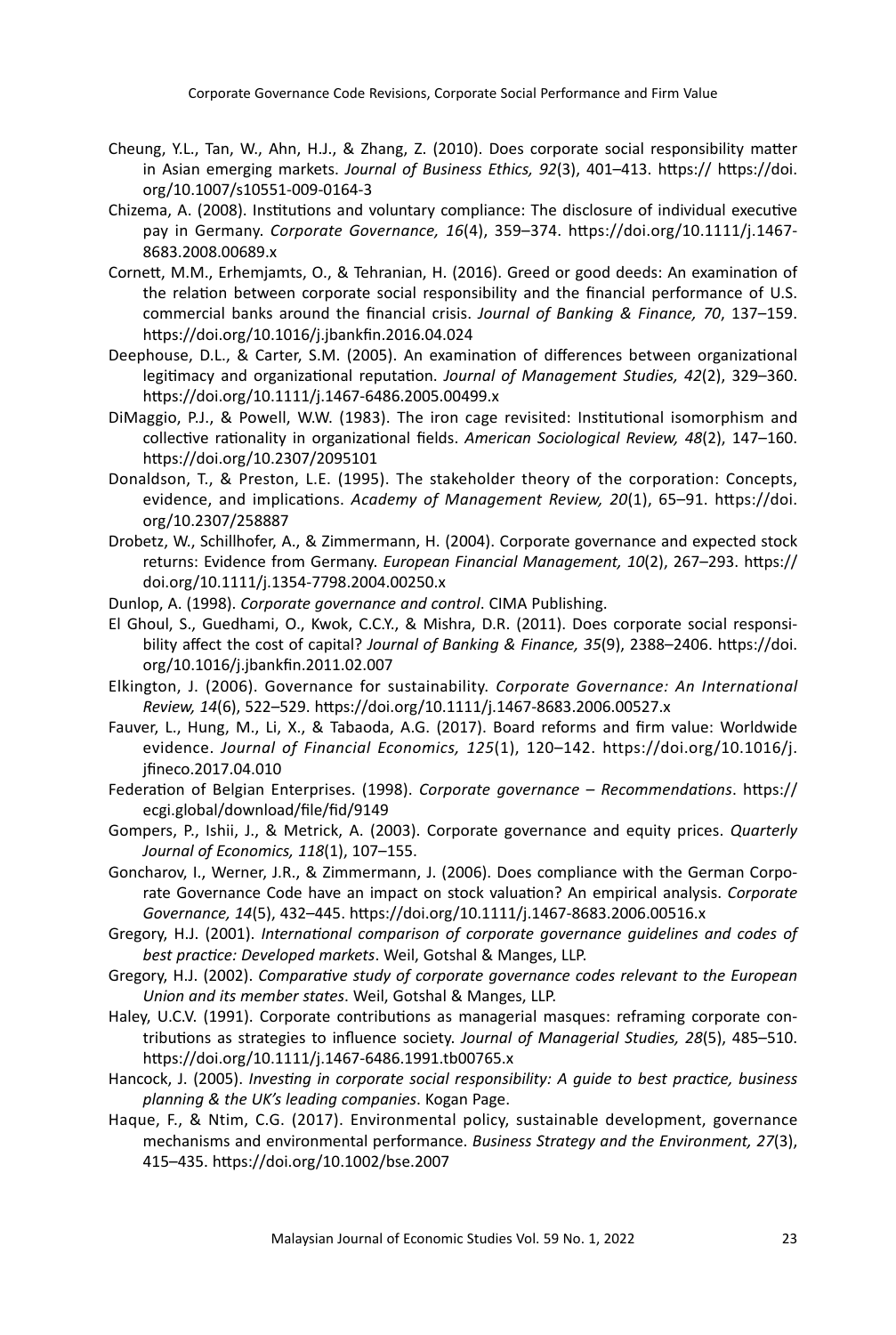Cheung, Y.L., Tan, W., Ahn, H.J., & Zhang, Z. (2010). Does corporate social responsibility matter in Asian emerging markets. *Journal of Business Ethics, 92*(3), 401–413. https:// https://doi.org/10.1007/s10551-009-0164-3

Chizema, A. (2008). Institutions and voluntary compliance: The disclosure of individual executive pay in Germany. *Corporate Governance, 16*(4), 359–374. https://doi.org/10.1111/j.1467-8683.2008.00689.x

Cornett, M.M., Erhemjamts, O., & Tehranian, H. (2016). Greed or good deeds: An examination of the relation between corporate social responsibility and the financial performance of U.S. commercial banks around the financial crisis. *Journal of Banking & Finance, 70*, 137–159. https://doi.org/10.1016/j.jbankfin.2016.04.024

Deephouse, D.L., & Carter, S.M. (2005). An examination of differences between organizational legitimacy and organizational reputation. *Journal of Management Studies, 42*(2), 329–360. https://doi.org/10.1111/j.1467-6486.2005.00499.x

DiMaggio, P.J., & Powell, W.W. (1983). The iron cage revisited: Institutional isomorphism and collective rationality in organizational fields. *American Sociological Review, 48*(2), 147–160. https://doi.org/10.2307/2095101

Donaldson, T., & Preston, L.E. (1995). The stakeholder theory of the corporation: Concepts, evidence, and implications. *Academy of Management Review, 20*(1), 65–91. https://doi.org/10.2307/258887

Drobetz, W., Schillhofer, A., & Zimmermann, H. (2004). Corporate governance and expected stock returns: Evidence from Germany. *European Financial Management, 10*(2), 267–293. https://doi.org/10.1111/j.1354-7798.2004.00250.x

Dunlop, A. (1998). *Corporate governance and control*. CIMA Publishing.

El Ghoul, S., Guedhami, O., Kwok, C.C.Y., & Mishra, D.R. (2011). Does corporate social responsibility affect the cost of capital? *Journal of Banking & Finance, 35*(9), 2388–2406. https://doi.org/10.1016/j.jbankfin.2011.02.007

Elkington, J. (2006). Governance for sustainability. *Corporate Governance: An International Review, 14*(6), 522–529. https://doi.org/10.1111/j.1467-8683.2006.00527.x

Fauver, L., Hung, M., Li, X., & Tabaoda, A.G. (2017). Board reforms and firm value: Worldwide evidence. *Journal of Financial Economics, 125*(1), 120–142. https://doi.org/10.1016/j.jfineco.2017.04.010

Federation of Belgian Enterprises. (1998). *Corporate governance – Recommendations*. https://ecgi.global/download/file/fid/9149

Gompers, P., Ishii, J., & Metrick, A. (2003). Corporate governance and equity prices. *Quarterly Journal of Economics, 118*(1), 107–155.

Goncharov, I., Werner, J.R., & Zimmermann, J. (2006). Does compliance with the German Corporate Governance Code have an impact on stock valuation? An empirical analysis. *Corporate Governance, 14*(5), 432–445. https://doi.org/10.1111/j.1467-8683.2006.00516.x

Gregory, H.J. (2001). *International comparison of corporate governance guidelines and codes of best practice: Developed markets*. Weil, Gotshal & Manges, LLP.

Gregory, H.J. (2002). *Comparative study of corporate governance codes relevant to the European Union and its member states*. Weil, Gotshal & Manges, LLP.

Haley, U.C.V. (1991). Corporate contributions as managerial masques: reframing corporate contributions as strategies to influence society. *Journal of Managerial Studies, 28*(5), 485–510. https://doi.org/10.1111/j.1467-6486.1991.tb00765.x

Hancock, J. (2005). *Investing in corporate social responsibility: A guide to best practice, business planning & the UK's leading companies*. Kogan Page.

Haque, F., & Ntim, C.G. (2017). Environmental policy, sustainable development, governance mechanisms and environmental performance. *Business Strategy and the Environment, 27*(3), 415–435. https://doi.org/10.1002/bse.2007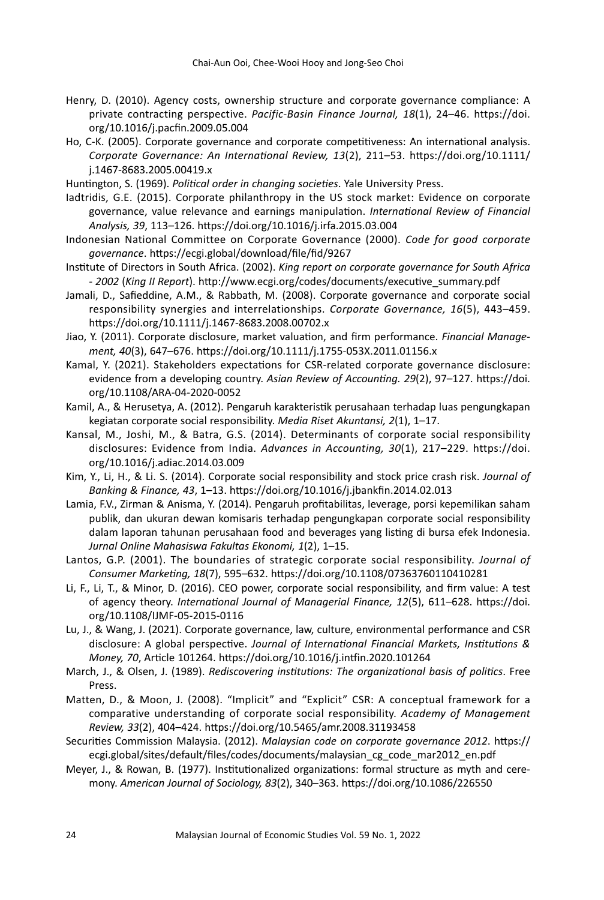Henry, D. (2010). Agency costs, ownership structure and corporate governance compliance: A private contracting perspective. *Pacific-Basin Finance Journal, 18*(1), 24–46. https://doi.org/10.1016/j.pacfin.2009.05.004

Ho, C-K. (2005). Corporate governance and corporate competitiveness: An international analysis. *Corporate Governance: An International Review, 13*(2), 211–53. https://doi.org/10.1111/j.1467-8683.2005.00419.x

Huntington, S. (1969). *Political order in changing societies*. Yale University Press.

Iadtridis, G.E. (2015). Corporate philanthropy in the US stock market: Evidence on corporate governance, value relevance and earnings manipulation. *International Review of Financial Analysis, 39*, 113–126. https://doi.org/10.1016/j.irfa.2015.03.004

Indonesian National Committee on Corporate Governance (2000). *Code for good corporate governance*. https://ecgi.global/download/file/fid/9267

Institute of Directors in South Africa. (2002). *King report on corporate governance for South Africa - 2002* (*King II Report*). http://www.ecgi.org/codes/documents/executive_summary.pdf

Jamali, D., Safieddine, A.M., & Rabbath, M. (2008). Corporate governance and corporate social responsibility synergies and interrelationships. *Corporate Governance, 16*(5), 443–459. https://doi.org/10.1111/j.1467-8683.2008.00702.x

Jiao, Y. (2011). Corporate disclosure, market valuation, and firm performance. *Financial Management, 40*(3), 647–676. https://doi.org/10.1111/j.1755-053X.2011.01156.x

Kamal, Y. (2021). Stakeholders expectations for CSR-related corporate governance disclosure: evidence from a developing country. *Asian Review of Accounting. 29*(2), 97–127. https://doi.org/10.1108/ARA-04-2020-0052

Kamil, A., & Herusetya, A. (2012). Pengaruh karakteristik perusahaan terhadap luas pengungkapan kegiatan corporate social responsibility. *Media Riset Akuntansi, 2*(1), 1–17.

Kansal, M., Joshi, M., & Batra, G.S. (2014). Determinants of corporate social responsibility disclosures: Evidence from India. *Advances in Accounting, 30*(1), 217–229. https://doi.org/10.1016/j.adiac.2014.03.009

Kim, Y., Li, H., & Li. S. (2014). Corporate social responsibility and stock price crash risk. *Journal of Banking & Finance, 43*, 1–13. https://doi.org/10.1016/j.jbankfin.2014.02.013

Lamia, F.V., Zirman & Anisma, Y. (2014). Pengaruh profitabilitas, leverage, porsi kepemilikan saham publik, dan ukuran dewan komisaris terhadap pengungkapan corporate social responsibility dalam laporan tahunan perusahaan food and beverages yang listing di bursa efek Indonesia. *Jurnal Online Mahasiswa Fakultas Ekonomi, 1*(2), 1–15.

Lantos, G.P. (2001). The boundaries of strategic corporate social responsibility. *Journal of Consumer Marketing, 18*(7), 595–632. https://doi.org/10.1108/07363760110410281

Li, F., Li, T., & Minor, D. (2016). CEO power, corporate social responsibility, and firm value: A test of agency theory. *International Journal of Managerial Finance, 12*(5), 611–628. https://doi.org/10.1108/IJMF-05-2015-0116

Lu, J., & Wang, J. (2021). Corporate governance, law, culture, environmental performance and CSR disclosure: A global perspective. *Journal of International Financial Markets, Institutions & Money, 70*, Article 101264. https://doi.org/10.1016/j.intfin.2020.101264

March, J., & Olsen, J. (1989). *Rediscovering institutions: The organizational basis of politics*. Free Press.

Matten, D., & Moon, J. (2008). "Implicit" and "Explicit" CSR: A conceptual framework for a comparative understanding of corporate social responsibility. *Academy of Management Review, 33*(2), 404–424. https://doi.org/10.5465/amr.2008.31193458

Securities Commission Malaysia. (2012). *Malaysian code on corporate governance 2012*. https://ecgi.global/sites/default/files/codes/documents/malaysian_cg_code_mar2012_en.pdf

Meyer, J., & Rowan, B. (1977). Institutionalized organizations: formal structure as myth and ceremony. *American Journal of Sociology, 83*(2), 340–363. https://doi.org/10.1086/226550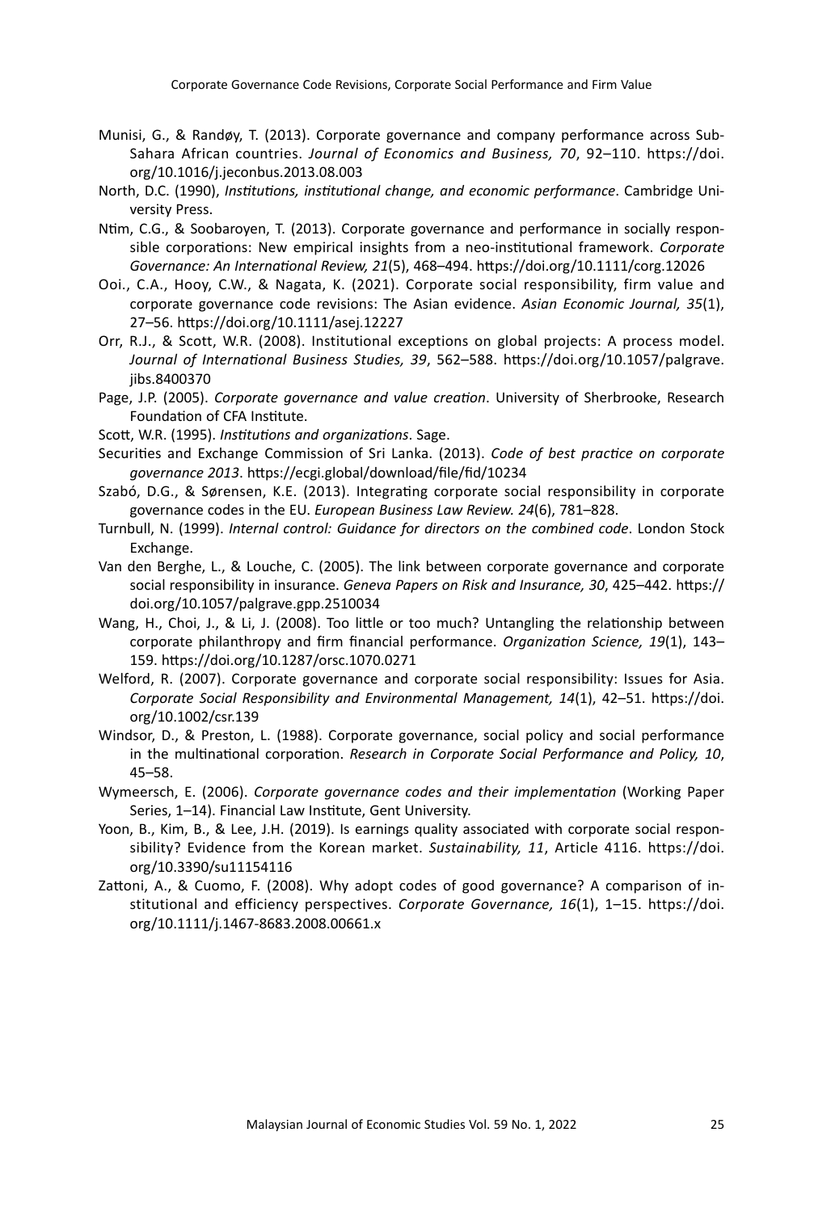Munisi, G., & Randøy, T. (2013). Corporate governance and company performance across Sub-Sahara African countries. *Journal of Economics and Business, 70*, 92–110. https://doi.org/10.1016/j.jeconbus.2013.08.003

North, D.C. (1990), *Institutions, institutional change, and economic performance*. Cambridge University Press.

Ntim, C.G., & Soobaroyen, T. (2013). Corporate governance and performance in socially responsible corporations: New empirical insights from a neo-institutional framework. *Corporate Governance: An International Review, 21*(5), 468–494. https://doi.org/10.1111/corg.12026

Ooi., C.A., Hooy, C.W., & Nagata, K. (2021). Corporate social responsibility, firm value and corporate governance code revisions: The Asian evidence. *Asian Economic Journal, 35*(1), 27–56. https://doi.org/10.1111/asej.12227

Orr, R.J., & Scott, W.R. (2008). Institutional exceptions on global projects: A process model. *Journal of International Business Studies, 39*, 562–588. https://doi.org/10.1057/palgrave.jibs.8400370

Page, J.P. (2005). *Corporate governance and value creation*. University of Sherbrooke, Research Foundation of CFA Institute.

Scott, W.R. (1995). *Institutions and organizations*. Sage.

Securities and Exchange Commission of Sri Lanka. (2013). *Code of best practice on corporate governance 2013*. https://ecgi.global/download/file/fid/10234

Szabó, D.G., & Sørensen, K.E. (2013). Integrating corporate social responsibility in corporate governance codes in the EU. *European Business Law Review. 24*(6), 781–828.

Turnbull, N. (1999). *Internal control: Guidance for directors on the combined code*. London Stock Exchange.

Van den Berghe, L., & Louche, C. (2005). The link between corporate governance and corporate social responsibility in insurance. *Geneva Papers on Risk and Insurance, 30*, 425–442. https://doi.org/10.1057/palgrave.gpp.2510034

Wang, H., Choi, J., & Li, J. (2008). Too little or too much? Untangling the relationship between corporate philanthropy and firm financial performance. *Organization Science, 19*(1), 143–159. https://doi.org/10.1287/orsc.1070.0271

Welford, R. (2007). Corporate governance and corporate social responsibility: Issues for Asia. *Corporate Social Responsibility and Environmental Management, 14*(1), 42–51. https://doi.org/10.1002/csr.139

Windsor, D., & Preston, L. (1988). Corporate governance, social policy and social performance in the multinational corporation. *Research in Corporate Social Performance and Policy, 10*, 45–58.

Wymeersch, E. (2006). *Corporate governance codes and their implementation* (Working Paper Series, 1–14). Financial Law Institute, Gent University.

Yoon, B., Kim, B., & Lee, J.H. (2019). Is earnings quality associated with corporate social responsibility? Evidence from the Korean market. *Sustainability, 11*, Article 4116. https://doi.org/10.3390/su11154116

Zattoni, A., & Cuomo, F. (2008). Why adopt codes of good governance? A comparison of institutional and efficiency perspectives. *Corporate Governance, 16*(1), 1–15. https://doi.org/10.1111/j.1467-8683.2008.00661.x